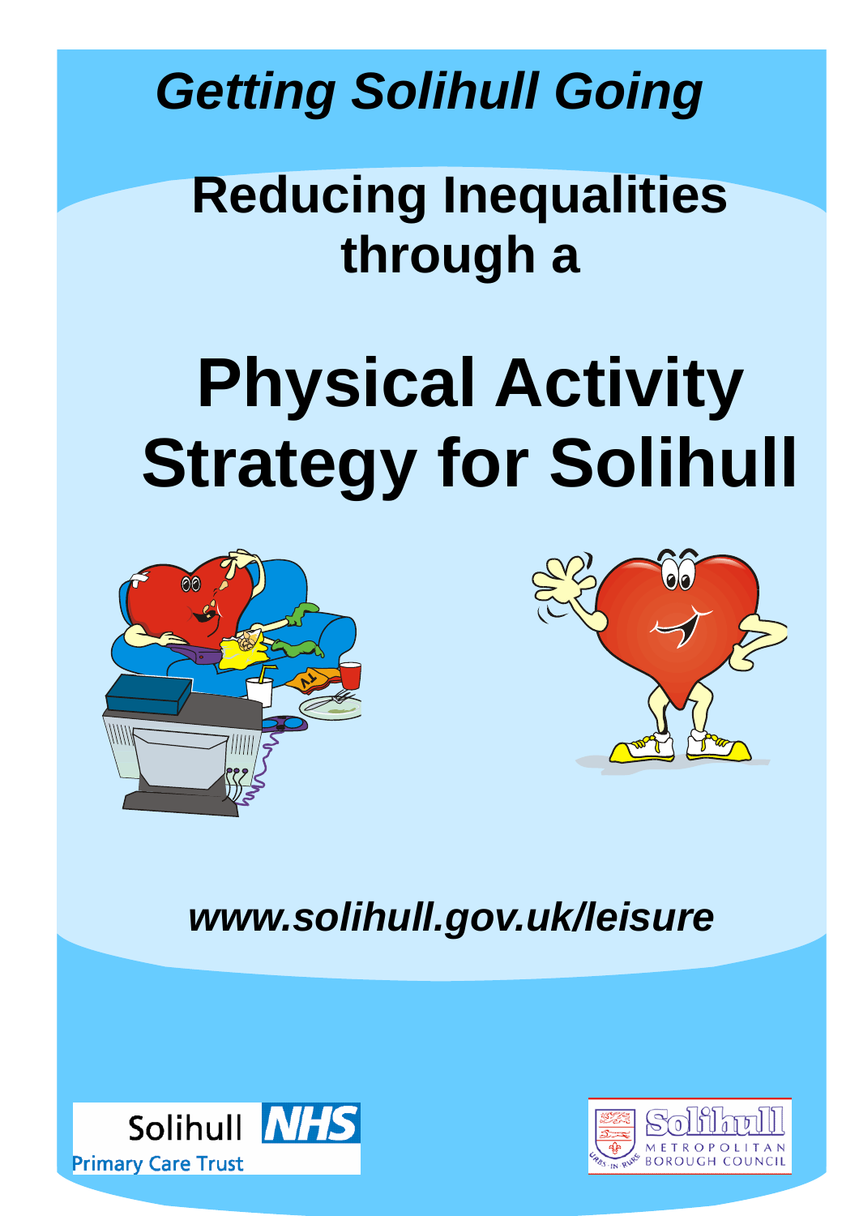*Getting Solihull Going*

# Reducing Inequalities through a

# Physical Activity Strategy for Solihull

*www.solihull.gov.uk/leisure*

Solihull NHS Primary Care Trust

Solihull Metropolitan Borough Council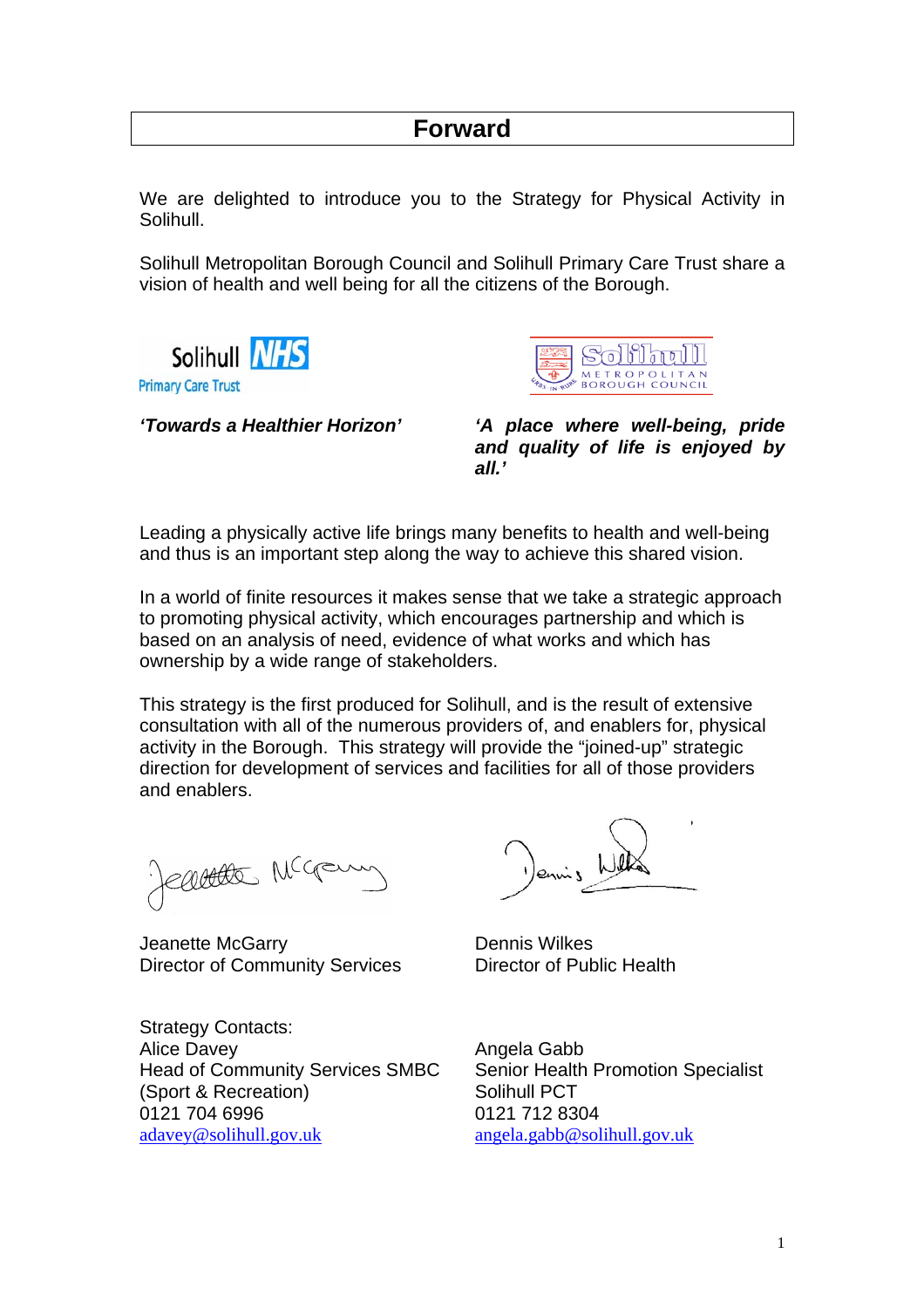# Forward

We are delighted to introduce you to the Strategy for Physical Activity in Solihull.

Solihull Metropolitan Borough Council and Solihull Primary Care Trust share a vision of health and well being for all the citizens of the Borough.

Solihull NHS Primary Care Trust

*'Towards a Healthier Horizon'*

Solihull Metropolitan Borough Council

***'A place where well-being, pride and quality of life is enjoyed by all.'***

Leading a physically active life brings many benefits to health and well-being and thus is an important step along the way to achieve this shared vision.

In a world of finite resources it makes sense that we take a strategic approach to promoting physical activity, which encourages partnership and which is based on an analysis of need, evidence of what works and which has ownership by a wide range of stakeholders.

This strategy is the first produced for Solihull, and is the result of extensive consultation with all of the numerous providers of, and enablers for, physical activity in the Borough. This strategy will provide the "joined-up" strategic direction for development of services and facilities for all of those providers and enablers.

Jeanette McGarry
Director of Community Services

Dennis Wilkes
Director of Public Health

Strategy Contacts:

Alice Davey
Head of Community Services SMBC (Sport & Recreation)
0121 704 6996
adavey@solihull.gov.uk

Angela Gabb
Senior Health Promotion Specialist
Solihull PCT
0121 712 8304
angela.gabb@solihull.gov.uk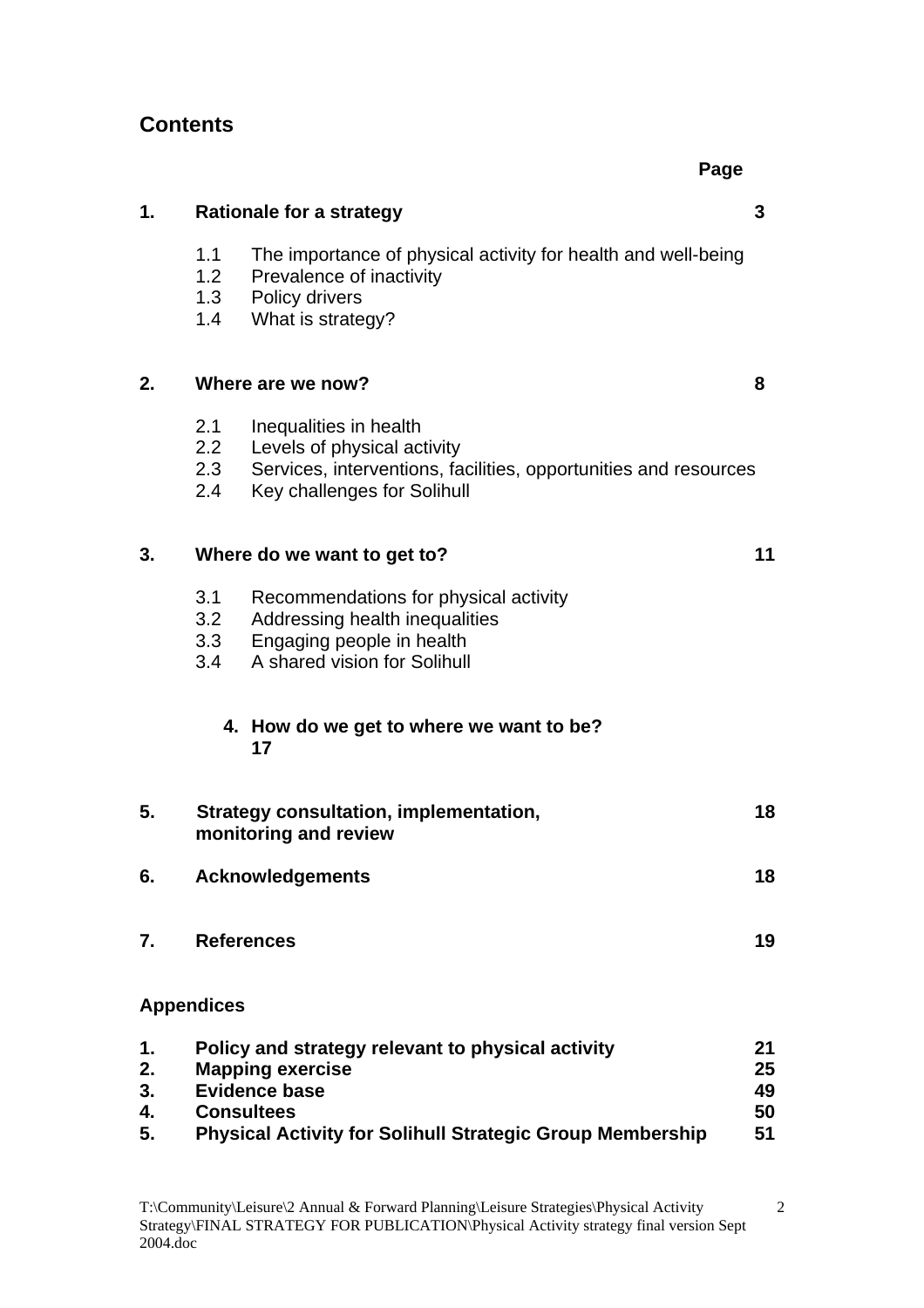## Contents

| | | Page |
|---|---|---|
| **1.** | **Rationale for a strategy** | **3** |
| | 1.1 The importance of physical activity for health and well-being | |
| | 1.2 Prevalence of inactivity | |
| | 1.3 Policy drivers | |
| | 1.4 What is strategy? | |
| **2.** | **Where are we now?** | **8** |
| | 2.1 Inequalities in health | |
| | 2.2 Levels of physical activity | |
| | 2.3 Services, interventions, facilities, opportunities and resources | |
| | 2.4 Key challenges for Solihull | |
| **3.** | **Where do we want to get to?** | **11** |
| | 3.1 Recommendations for physical activity | |
| | 3.2 Addressing health inequalities | |
| | 3.3 Engaging people in health | |
| | 3.4 A shared vision for Solihull | |
| **4.** | **How do we get to where we want to be?** | **17** |
| **5.** | **Strategy consultation, implementation, monitoring and review** | **18** |
| **6.** | **Acknowledgements** | **18** |
| **7.** | **References** | **19** |

### Appendices

| | | |
|---|---|---|
| **1.** | **Policy and strategy relevant to physical activity** | **21** |
| **2.** | **Mapping exercise** | **25** |
| **3.** | **Evidence base** | **49** |
| **4.** | **Consultees** | **50** |
| **5.** | **Physical Activity for Solihull Strategic Group Membership** | **51** |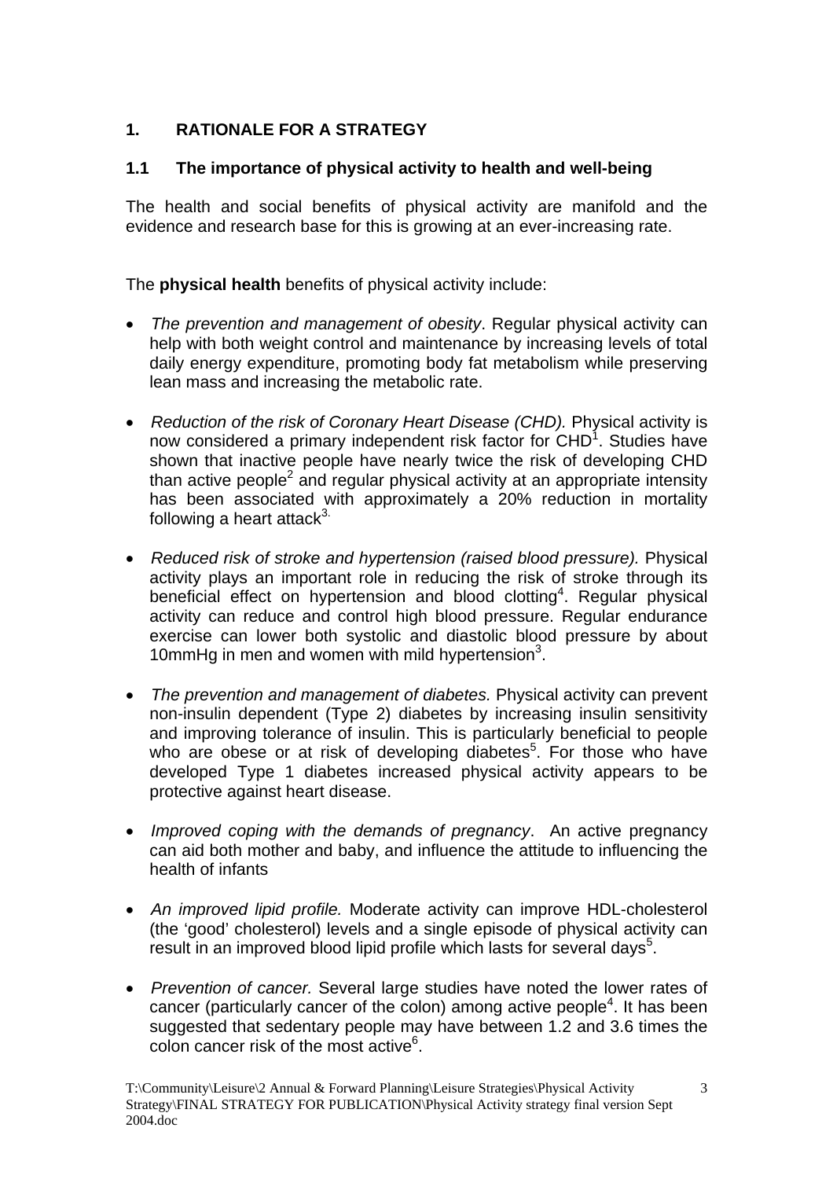# 1. RATIONALE FOR A STRATEGY

## 1.1 The importance of physical activity to health and well-being

The health and social benefits of physical activity are manifold and the evidence and research base for this is growing at an ever-increasing rate.

The **physical health** benefits of physical activity include:

- *The prevention and management of obesity*. Regular physical activity can help with both weight control and maintenance by increasing levels of total daily energy expenditure, promoting body fat metabolism while preserving lean mass and increasing the metabolic rate.
- *Reduction of the risk of Coronary Heart Disease (CHD).* Physical activity is now considered a primary independent risk factor for CHD[1]. Studies have shown that inactive people have nearly twice the risk of developing CHD than active people[2] and regular physical activity at an appropriate intensity has been associated with approximately a 20% reduction in mortality following a heart attack[3].
- *Reduced risk of stroke and hypertension (raised blood pressure).* Physical activity plays an important role in reducing the risk of stroke through its beneficial effect on hypertension and blood clotting[4]. Regular physical activity can reduce and control high blood pressure. Regular endurance exercise can lower both systolic and diastolic blood pressure by about 10mmHg in men and women with mild hypertension[3].
- *The prevention and management of diabetes.* Physical activity can prevent non-insulin dependent (Type 2) diabetes by increasing insulin sensitivity and improving tolerance of insulin. This is particularly beneficial to people who are obese or at risk of developing diabetes[5]. For those who have developed Type 1 diabetes increased physical activity appears to be protective against heart disease.
- *Improved coping with the demands of pregnancy*. An active pregnancy can aid both mother and baby, and influence the attitude to influencing the health of infants
- *An improved lipid profile.* Moderate activity can improve HDL-cholesterol (the 'good' cholesterol) levels and a single episode of physical activity can result in an improved blood lipid profile which lasts for several days[5].
- *Prevention of cancer.* Several large studies have noted the lower rates of cancer (particularly cancer of the colon) among active people[4]. It has been suggested that sedentary people may have between 1.2 and 3.6 times the colon cancer risk of the most active[6].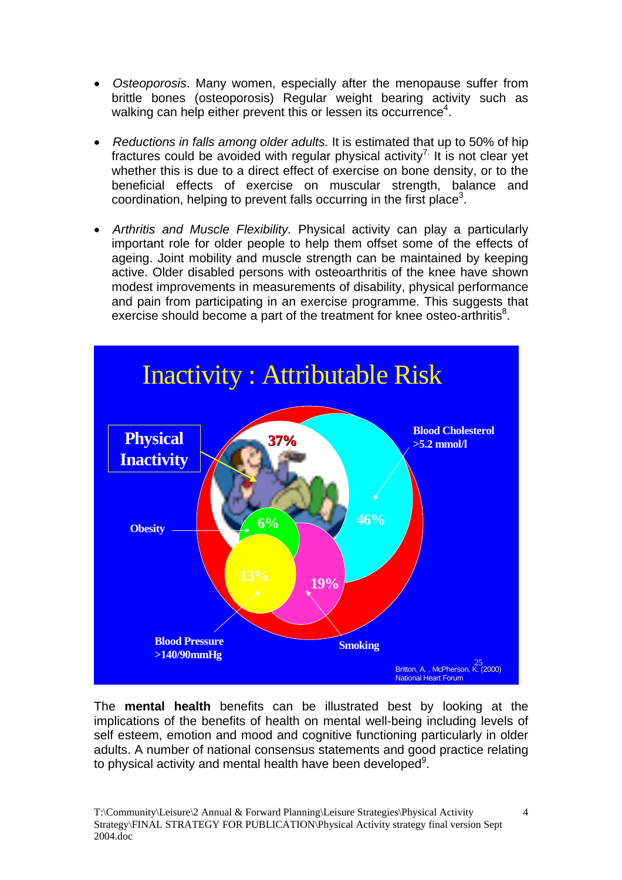- *Osteoporosis*. Many women, especially after the menopause suffer from brittle bones (osteoporosis) Regular weight bearing activity such as walking can help either prevent this or lessen its occurrence[4].

- *Reductions in falls among older adults.* It is estimated that up to 50% of hip fractures could be avoided with regular physical activity[7]. It is not clear yet whether this is due to a direct effect of exercise on bone density, or to the beneficial effects of exercise on muscular strength, balance and coordination, helping to prevent falls occurring in the first place[3].

- *Arthritis and Muscle Flexibility.* Physical activity can play a particularly important role for older people to help them offset some of the effects of ageing. Joint mobility and muscle strength can be maintained by keeping active. Older disabled persons with osteoarthritis of the knee have shown modest improvements in measurements of disability, physical performance and pain from participating in an exercise programme. This suggests that exercise should become a part of the treatment for knee osteo-arthritis[8].

**Inactivity : Attributable Risk**

- Physical Inactivity: 37%
- Blood Cholesterol >5.2 mmol/l: 46%
- Obesity: 6%
- Blood Pressure >140/90mmHg: 13%
- Smoking: 19%

Britton, A. , McPherson, K. (2000)[25] National Heart Forum

The **mental health** benefits can be illustrated best by looking at the implications of the benefits of health on mental well-being including levels of self esteem, emotion and mood and cognitive functioning particularly in older adults. A number of national consensus statements and good practice relating to physical activity and mental health have been developed[9].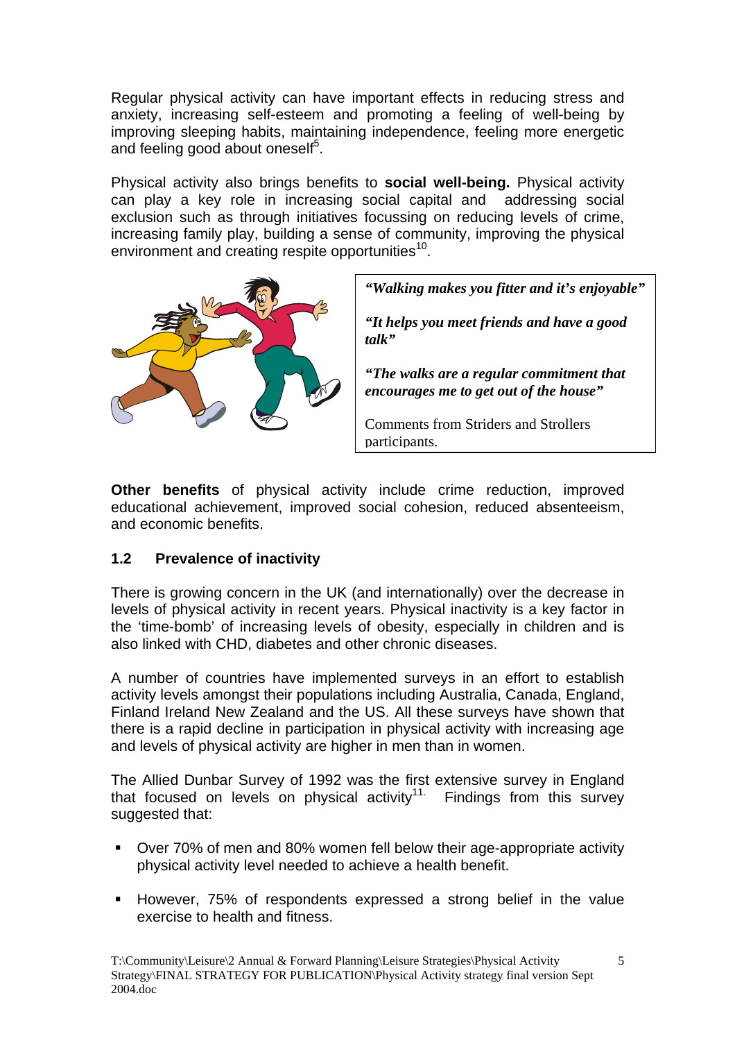Regular physical activity can have important effects in reducing stress and anxiety, increasing self-esteem and promoting a feeling of well-being by improving sleeping habits, maintaining independence, feeling more energetic and feeling good about oneself[5].

Physical activity also brings benefits to **social well-being.** Physical activity can play a key role in increasing social capital and addressing social exclusion such as through initiatives focussing on reducing levels of crime, increasing family play, building a sense of community, improving the physical environment and creating respite opportunities[10].

***"Walking makes you fitter and it's enjoyable"***

***"It helps you meet friends and have a good talk"***

***"The walks are a regular commitment that encourages me to get out of the house"***

Comments from Striders and Strollers participants.

**Other benefits** of physical activity include crime reduction, improved educational achievement, improved social cohesion, reduced absenteeism, and economic benefits.

### 1.2 Prevalence of inactivity

There is growing concern in the UK (and internationally) over the decrease in levels of physical activity in recent years. Physical inactivity is a key factor in the 'time-bomb' of increasing levels of obesity, especially in children and is also linked with CHD, diabetes and other chronic diseases.

A number of countries have implemented surveys in an effort to establish activity levels amongst their populations including Australia, Canada, England, Finland Ireland New Zealand and the US. All these surveys have shown that there is a rapid decline in participation in physical activity with increasing age and levels of physical activity are higher in men than in women.

The Allied Dunbar Survey of 1992 was the first extensive survey in England that focused on levels on physical activity[11]. Findings from this survey suggested that:

- Over 70% of men and 80% women fell below their age-appropriate activity physical activity level needed to achieve a health benefit.
- However, 75% of respondents expressed a strong belief in the value exercise to health and fitness.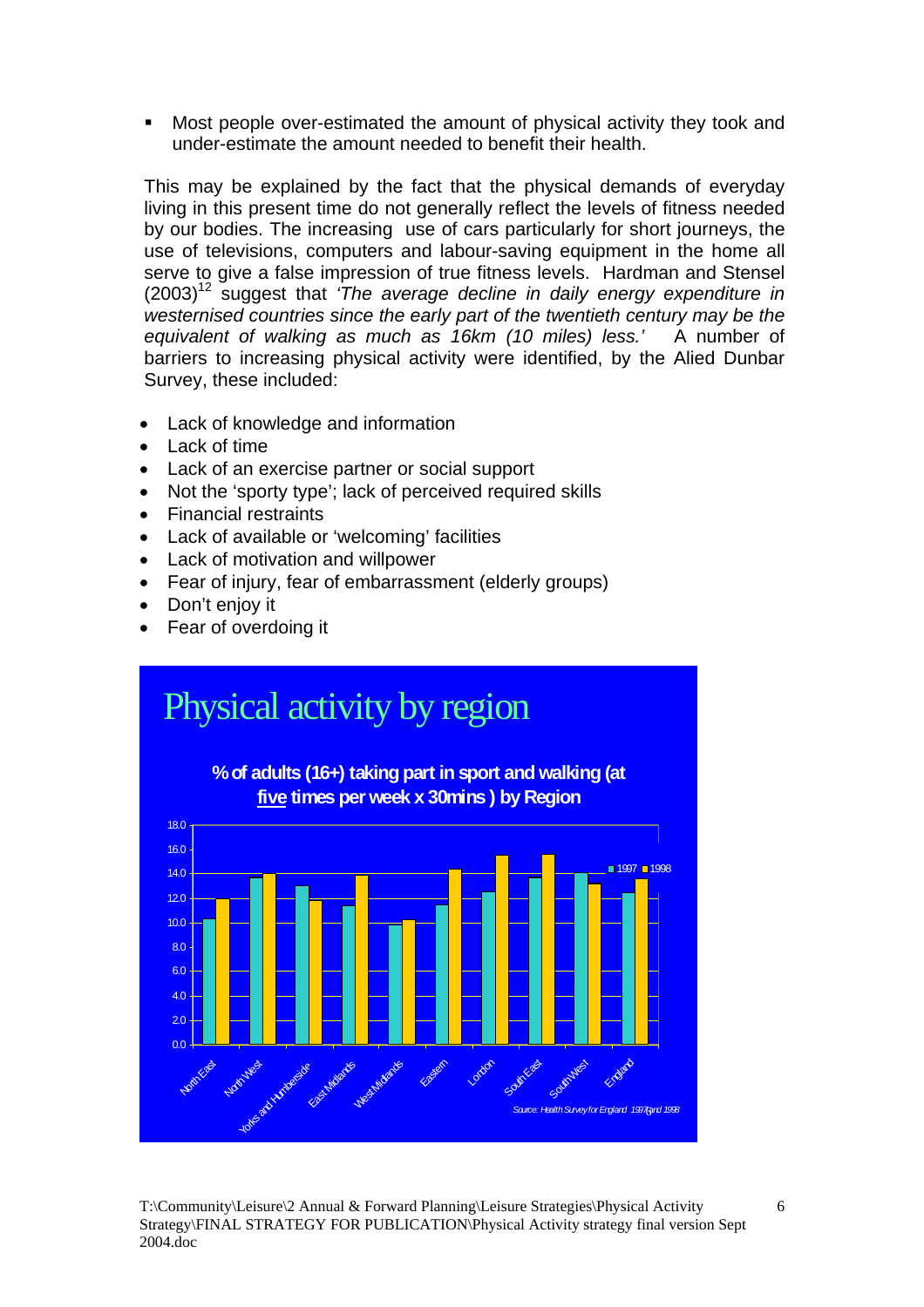- Most people over-estimated the amount of physical activity they took and under-estimate the amount needed to benefit their health.

This may be explained by the fact that the physical demands of everyday living in this present time do not generally reflect the levels of fitness needed by our bodies. The increasing use of cars particularly for short journeys, the use of televisions, computers and labour-saving equipment in the home all serve to give a false impression of true fitness levels. Hardman and Stensel (2003)[12] suggest that *'The average decline in daily energy expenditure in westernised countries since the early part of the twentieth century may be the equivalent of walking as much as 16km (10 miles) less.'* A number of barriers to increasing physical activity were identified, by the Alied Dunbar Survey, these included:

- Lack of knowledge and information
- Lack of time
- Lack of an exercise partner or social support
- Not the 'sporty type'; lack of perceived required skills
- Financial restraints
- Lack of available or 'welcoming' facilities
- Lack of motivation and willpower
- Fear of injury, fear of embarrassment (elderly groups)
- Don't enjoy it
- Fear of overdoing it

## Physical activity by region

**% of adults (16+) taking part in sport and walking (at five times per week x 30mins ) by Region**

Regions: North East, North West, Yorks and Humberside, East Midlands, West Midlands, Eastern, London, South East, South West, England (1997, 1998)

Source: Health Survey for England 1997 and 1998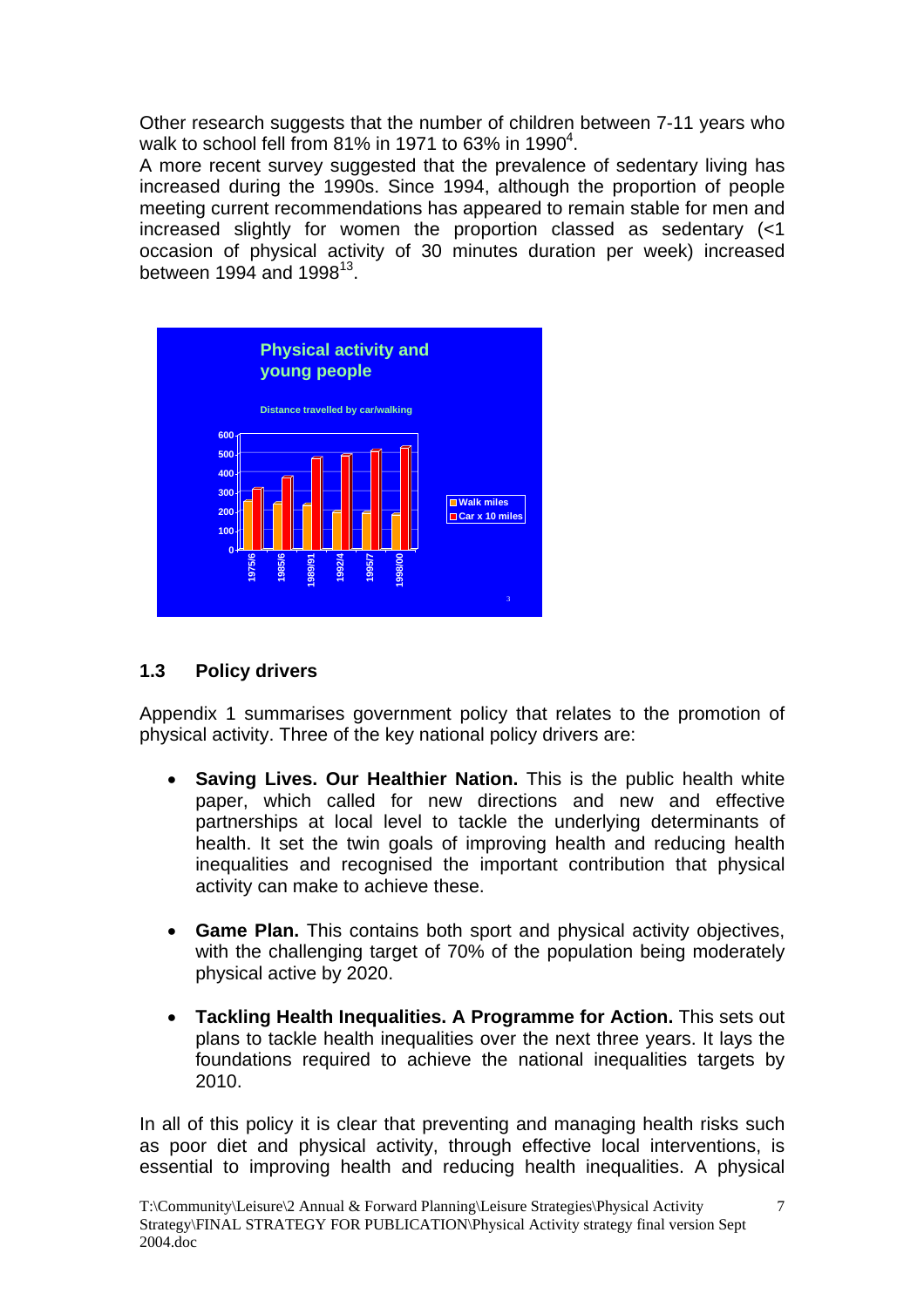Other research suggests that the number of children between 7-11 years who walk to school fell from 81% in 1971 to 63% in 1990[4].

A more recent survey suggested that the prevalence of sedentary living has increased during the 1990s. Since 1994, although the proportion of people meeting current recommendations has appeared to remain stable for men and increased slightly for women the proportion classed as sedentary (<1 occasion of physical activity of 30 minutes duration per week) increased between 1994 and 1998[13].

### 1.3 Policy drivers

Appendix 1 summarises government policy that relates to the promotion of physical activity. Three of the key national policy drivers are:

- **Saving Lives. Our Healthier Nation.** This is the public health white paper, which called for new directions and new and effective partnerships at local level to tackle the underlying determinants of health. It set the twin goals of improving health and reducing health inequalities and recognised the important contribution that physical activity can make to achieve these.

- **Game Plan.** This contains both sport and physical activity objectives, with the challenging target of 70% of the population being moderately physical active by 2020.

- **Tackling Health Inequalities. A Programme for Action.** This sets out plans to tackle health inequalities over the next three years. It lays the foundations required to achieve the national inequalities targets by 2010.

In all of this policy it is clear that preventing and managing health risks such as poor diet and physical activity, through effective local interventions, is essential to improving health and reducing health inequalities. A physical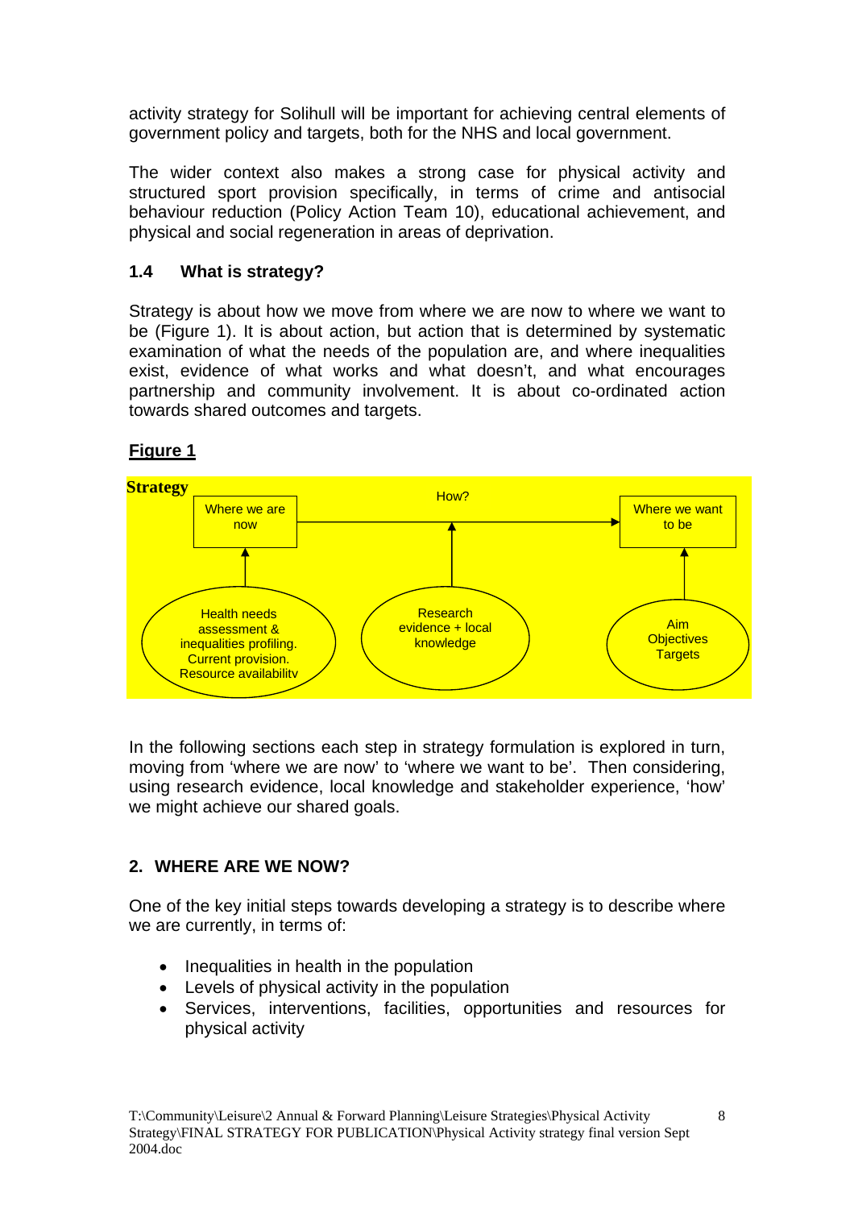activity strategy for Solihull will be important for achieving central elements of government policy and targets, both for the NHS and local government.

The wider context also makes a strong case for physical activity and structured sport provision specifically, in terms of crime and antisocial behaviour reduction (Policy Action Team 10), educational achievement, and physical and social regeneration in areas of deprivation.

### 1.4 What is strategy?

Strategy is about how we move from where we are now to where we want to be (Figure 1). It is about action, but action that is determined by systematic examination of what the needs of the population are, and where inequalities exist, evidence of what works and what doesn't, and what encourages partnership and community involvement. It is about co-ordinated action towards shared outcomes and targets.

**Figure 1**

**Strategy**

Where we are now → How? → Where we want to be

- Health needs assessment & inequalities profiling. Current provision. Resource availability → Where we are now
- Research evidence + local knowledge → How?
- Aim Objectives Targets → Where we want to be

In the following sections each step in strategy formulation is explored in turn, moving from 'where we are now' to 'where we want to be'. Then considering, using research evidence, local knowledge and stakeholder experience, 'how' we might achieve our shared goals.

## 2. WHERE ARE WE NOW?

One of the key initial steps towards developing a strategy is to describe where we are currently, in terms of:

- Inequalities in health in the population
- Levels of physical activity in the population
- Services, interventions, facilities, opportunities and resources for physical activity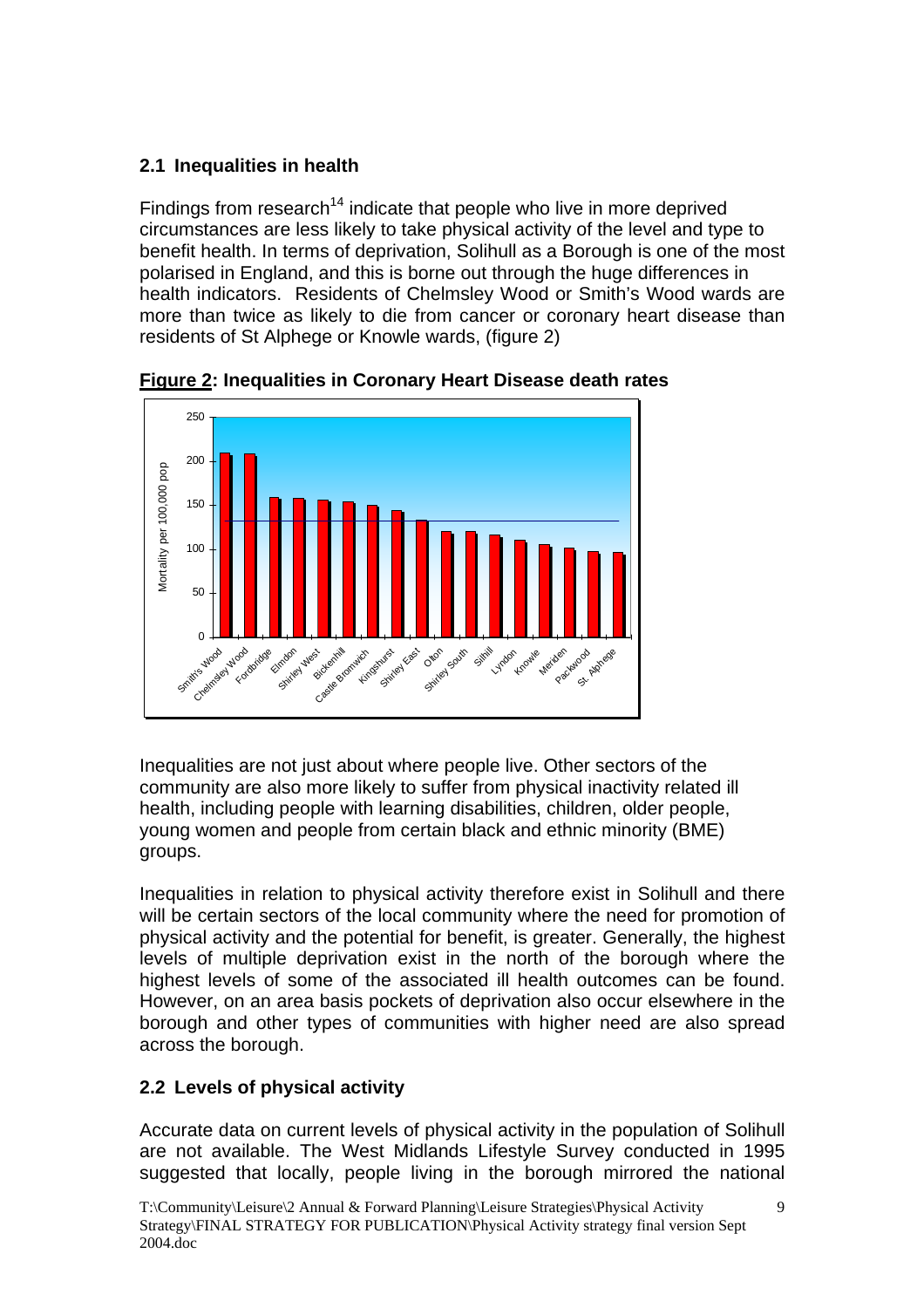### 2.1 Inequalities in health

Findings from research[14] indicate that people who live in more deprived circumstances are less likely to take physical activity of the level and type to benefit health. In terms of deprivation, Solihull as a Borough is one of the most polarised in England, and this is borne out through the huge differences in health indicators. Residents of Chelmsley Wood or Smith's Wood wards are more than twice as likely to die from cancer or coronary heart disease than residents of St Alphege or Knowle wards, (figure 2)

**Figure 2: Inequalities in Coronary Heart Disease death rates**

Inequalities are not just about where people live. Other sectors of the community are also more likely to suffer from physical inactivity related ill health, including people with learning disabilities, children, older people, young women and people from certain black and ethnic minority (BME) groups.

Inequalities in relation to physical activity therefore exist in Solihull and there will be certain sectors of the local community where the need for promotion of physical activity and the potential for benefit, is greater. Generally, the highest levels of multiple deprivation exist in the north of the borough where the highest levels of some of the associated ill health outcomes can be found. However, on an area basis pockets of deprivation also occur elsewhere in the borough and other types of communities with higher need are also spread across the borough.

### 2.2 Levels of physical activity

Accurate data on current levels of physical activity in the population of Solihull are not available. The West Midlands Lifestyle Survey conducted in 1995 suggested that locally, people living in the borough mirrored the national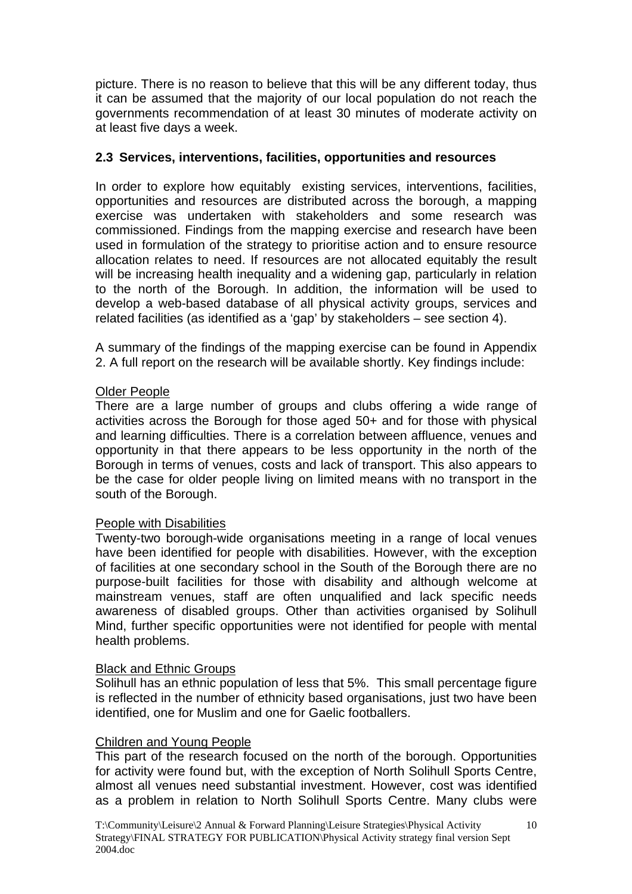picture. There is no reason to believe that this will be any different today, thus it can be assumed that the majority of our local population do not reach the governments recommendation of at least 30 minutes of moderate activity on at least five days a week.

### 2.3 Services, interventions, facilities, opportunities and resources

In order to explore how equitably existing services, interventions, facilities, opportunities and resources are distributed across the borough, a mapping exercise was undertaken with stakeholders and some research was commissioned. Findings from the mapping exercise and research have been used in formulation of the strategy to prioritise action and to ensure resource allocation relates to need. If resources are not allocated equitably the result will be increasing health inequality and a widening gap, particularly in relation to the north of the Borough. In addition, the information will be used to develop a web-based database of all physical activity groups, services and related facilities (as identified as a 'gap' by stakeholders – see section 4).

A summary of the findings of the mapping exercise can be found in Appendix 2. A full report on the research will be available shortly. Key findings include:

<u>Older People</u>
There are a large number of groups and clubs offering a wide range of activities across the Borough for those aged 50+ and for those with physical and learning difficulties. There is a correlation between affluence, venues and opportunity in that there appears to be less opportunity in the north of the Borough in terms of venues, costs and lack of transport. This also appears to be the case for older people living on limited means with no transport in the south of the Borough.

<u>People with Disabilities</u>
Twenty-two borough-wide organisations meeting in a range of local venues have been identified for people with disabilities. However, with the exception of facilities at one secondary school in the South of the Borough there are no purpose-built facilities for those with disability and although welcome at mainstream venues, staff are often unqualified and lack specific needs awareness of disabled groups. Other than activities organised by Solihull Mind, further specific opportunities were not identified for people with mental health problems.

<u>Black and Ethnic Groups</u>
Solihull has an ethnic population of less that 5%. This small percentage figure is reflected in the number of ethnicity based organisations, just two have been identified, one for Muslim and one for Gaelic footballers.

<u>Children and Young People</u>
This part of the research focused on the north of the borough. Opportunities for activity were found but, with the exception of North Solihull Sports Centre, almost all venues need substantial investment. However, cost was identified as a problem in relation to North Solihull Sports Centre. Many clubs were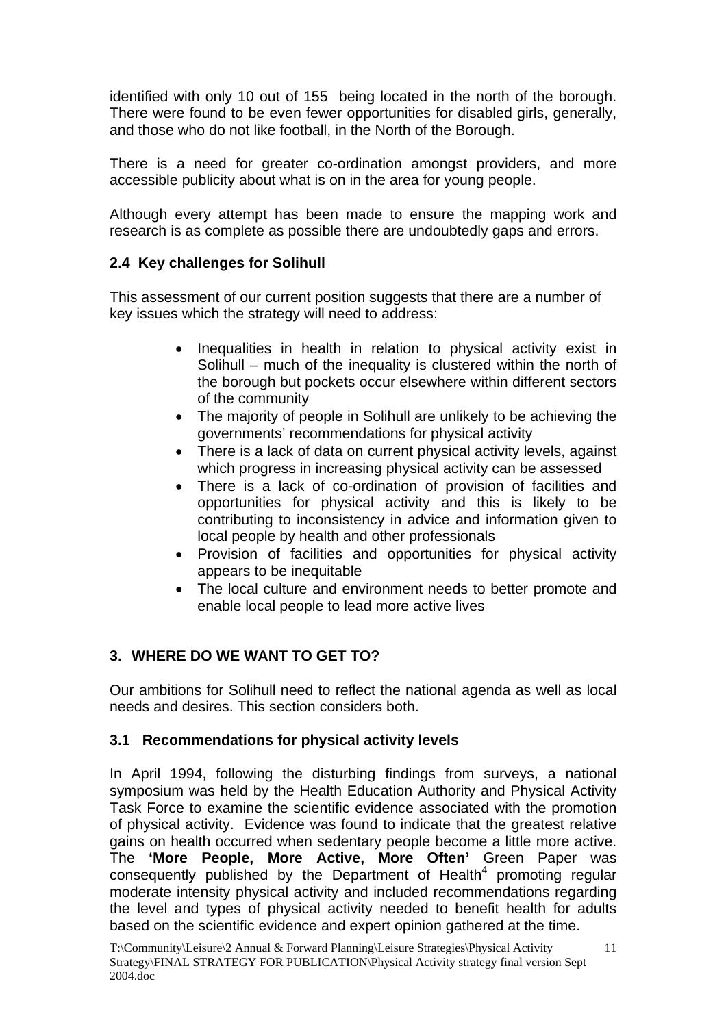identified with only 10 out of 155 being located in the north of the borough. There were found to be even fewer opportunities for disabled girls, generally, and those who do not like football, in the North of the Borough.

There is a need for greater co-ordination amongst providers, and more accessible publicity about what is on in the area for young people.

Although every attempt has been made to ensure the mapping work and research is as complete as possible there are undoubtedly gaps and errors.

### 2.4 Key challenges for Solihull

This assessment of our current position suggests that there are a number of key issues which the strategy will need to address:

- Inequalities in health in relation to physical activity exist in Solihull – much of the inequality is clustered within the north of the borough but pockets occur elsewhere within different sectors of the community
- The majority of people in Solihull are unlikely to be achieving the governments' recommendations for physical activity
- There is a lack of data on current physical activity levels, against which progress in increasing physical activity can be assessed
- There is a lack of co-ordination of provision of facilities and opportunities for physical activity and this is likely to be contributing to inconsistency in advice and information given to local people by health and other professionals
- Provision of facilities and opportunities for physical activity appears to be inequitable
- The local culture and environment needs to better promote and enable local people to lead more active lives

## 3. WHERE DO WE WANT TO GET TO?

Our ambitions for Solihull need to reflect the national agenda as well as local needs and desires. This section considers both.

### 3.1 Recommendations for physical activity levels

In April 1994, following the disturbing findings from surveys, a national symposium was held by the Health Education Authority and Physical Activity Task Force to examine the scientific evidence associated with the promotion of physical activity. Evidence was found to indicate that the greatest relative gains on health occurred when sedentary people become a little more active. The **'More People, More Active, More Often'** Green Paper was consequently published by the Department of Health[4] promoting regular moderate intensity physical activity and included recommendations regarding the level and types of physical activity needed to benefit health for adults based on the scientific evidence and expert opinion gathered at the time.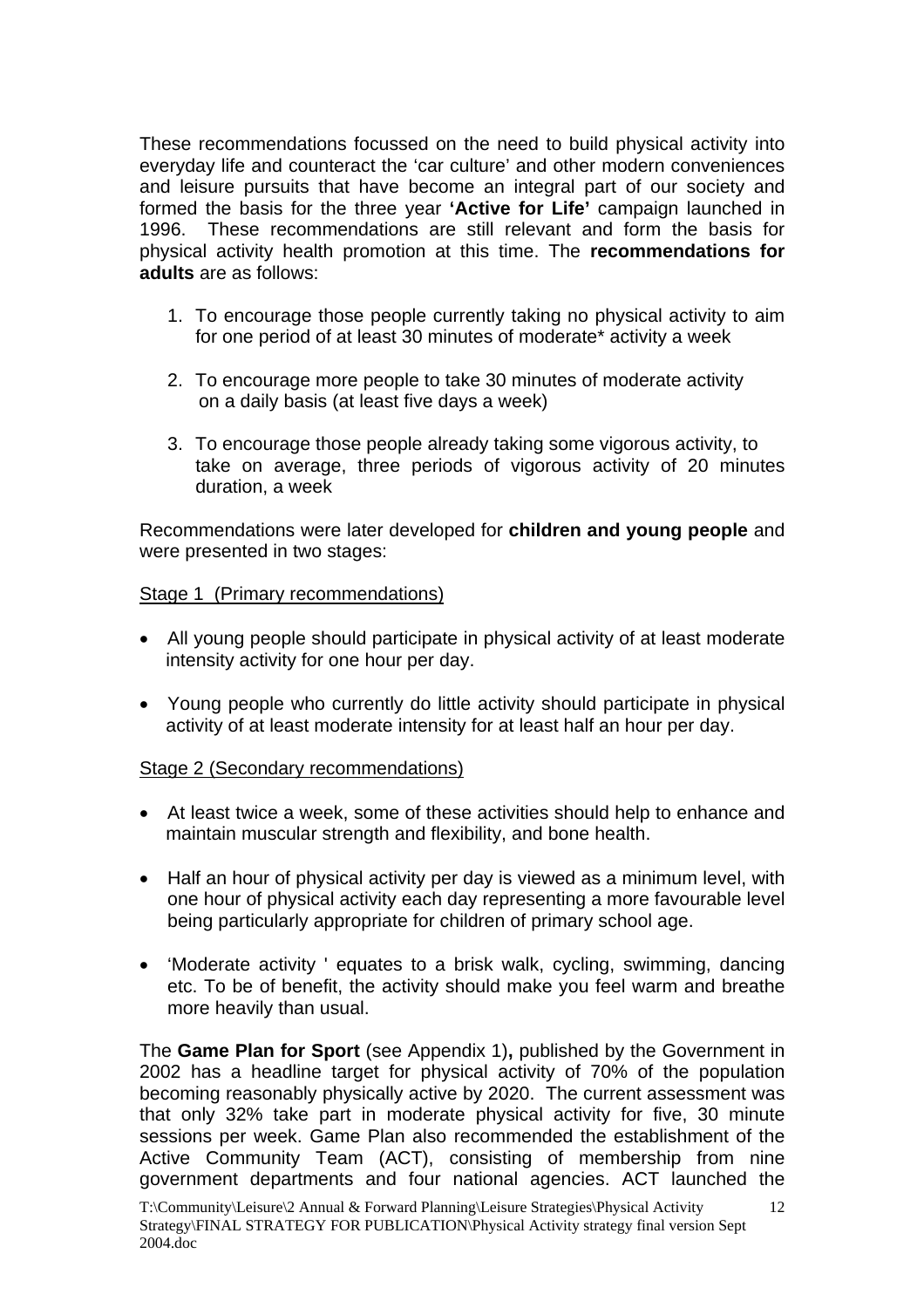These recommendations focussed on the need to build physical activity into everyday life and counteract the 'car culture' and other modern conveniences and leisure pursuits that have become an integral part of our society and formed the basis for the three year **'Active for Life'** campaign launched in 1996. These recommendations are still relevant and form the basis for physical activity health promotion at this time. The **recommendations for adults** are as follows:

1. To encourage those people currently taking no physical activity to aim for one period of at least 30 minutes of moderate* activity a week

2. To encourage more people to take 30 minutes of moderate activity on a daily basis (at least five days a week)

3. To encourage those people already taking some vigorous activity, to take on average, three periods of vigorous activity of 20 minutes duration, a week

Recommendations were later developed for **children and young people** and were presented in two stages:

<u>Stage 1 (Primary recommendations)</u>

- All young people should participate in physical activity of at least moderate intensity activity for one hour per day.

- Young people who currently do little activity should participate in physical activity of at least moderate intensity for at least half an hour per day.

<u>Stage 2 (Secondary recommendations)</u>

- At least twice a week, some of these activities should help to enhance and maintain muscular strength and flexibility, and bone health.

- Half an hour of physical activity per day is viewed as a minimum level, with one hour of physical activity each day representing a more favourable level being particularly appropriate for children of primary school age.

- 'Moderate activity ' equates to a brisk walk, cycling, swimming, dancing etc. To be of benefit, the activity should make you feel warm and breathe more heavily than usual.

The **Game Plan for Sport** (see Appendix 1)**,** published by the Government in 2002 has a headline target for physical activity of 70% of the population becoming reasonably physically active by 2020. The current assessment was that only 32% take part in moderate physical activity for five, 30 minute sessions per week. Game Plan also recommended the establishment of the Active Community Team (ACT), consisting of membership from nine government departments and four national agencies. ACT launched the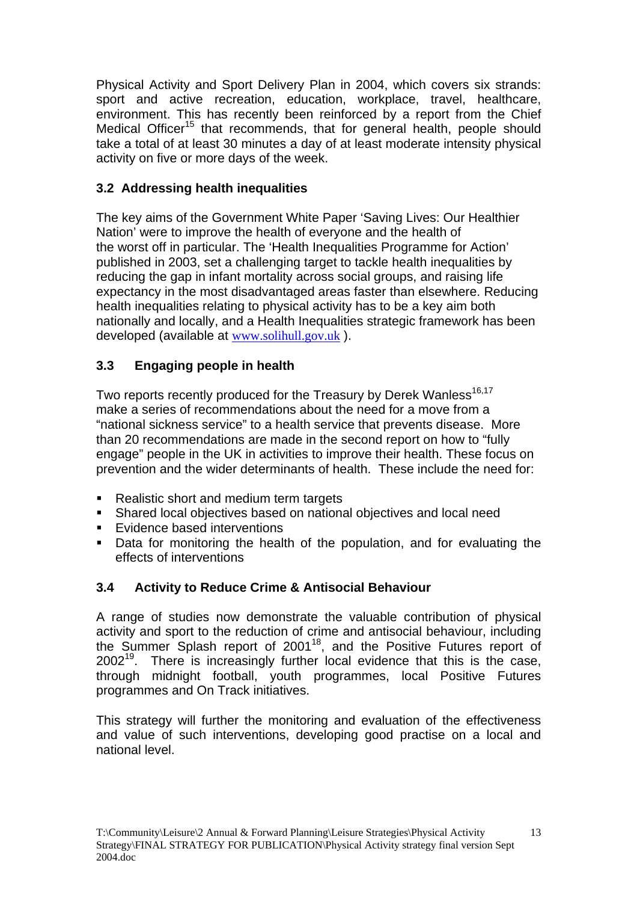Physical Activity and Sport Delivery Plan in 2004, which covers six strands: sport and active recreation, education, workplace, travel, healthcare, environment. This has recently been reinforced by a report from the Chief Medical Officer[15] that recommends, that for general health, people should take a total of at least 30 minutes a day of at least moderate intensity physical activity on five or more days of the week.

### 3.2 Addressing health inequalities

The key aims of the Government White Paper 'Saving Lives: Our Healthier Nation' were to improve the health of everyone and the health of the worst off in particular. The 'Health Inequalities Programme for Action' published in 2003, set a challenging target to tackle health inequalities by reducing the gap in infant mortality across social groups, and raising life expectancy in the most disadvantaged areas faster than elsewhere. Reducing health inequalities relating to physical activity has to be a key aim both nationally and locally, and a Health Inequalities strategic framework has been developed (available at www.solihull.gov.uk ).

### 3.3 Engaging people in health

Two reports recently produced for the Treasury by Derek Wanless[16,17] make a series of recommendations about the need for a move from a "national sickness service" to a health service that prevents disease. More than 20 recommendations are made in the second report on how to "fully engage" people in the UK in activities to improve their health. These focus on prevention and the wider determinants of health. These include the need for:

- Realistic short and medium term targets
- Shared local objectives based on national objectives and local need
- Evidence based interventions
- Data for monitoring the health of the population, and for evaluating the effects of interventions

### 3.4 Activity to Reduce Crime & Antisocial Behaviour

A range of studies now demonstrate the valuable contribution of physical activity and sport to the reduction of crime and antisocial behaviour, including the Summer Splash report of 2001[18], and the Positive Futures report of 2002[19]. There is increasingly further local evidence that this is the case, through midnight football, youth programmes, local Positive Futures programmes and On Track initiatives.

This strategy will further the monitoring and evaluation of the effectiveness and value of such interventions, developing good practise on a local and national level.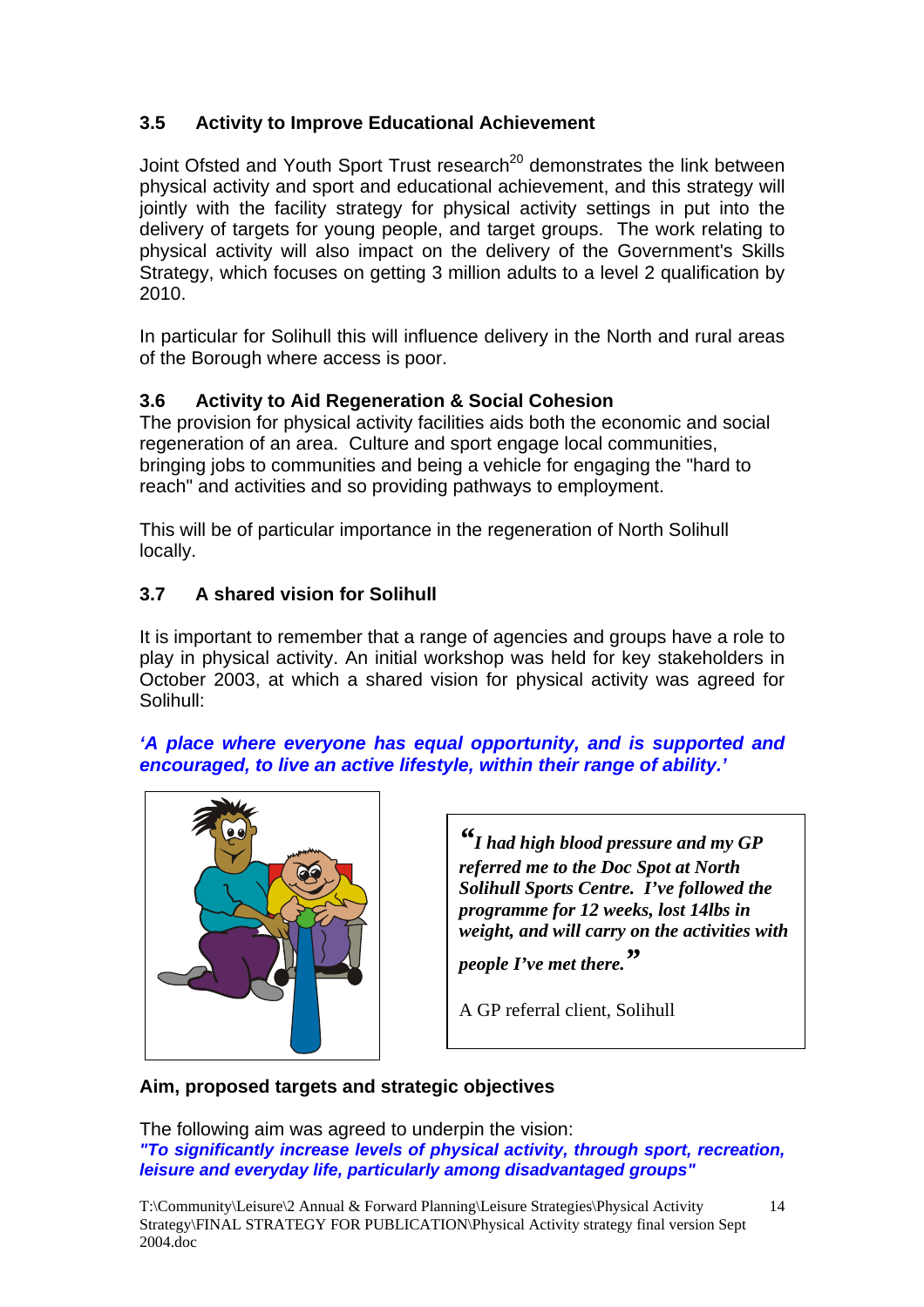### 3.5 Activity to Improve Educational Achievement

Joint Ofsted and Youth Sport Trust research[20] demonstrates the link between physical activity and sport and educational achievement, and this strategy will jointly with the facility strategy for physical activity settings in put into the delivery of targets for young people, and target groups. The work relating to physical activity will also impact on the delivery of the Government's Skills Strategy, which focuses on getting 3 million adults to a level 2 qualification by 2010.

In particular for Solihull this will influence delivery in the North and rural areas of the Borough where access is poor.

### 3.6 Activity to Aid Regeneration & Social Cohesion

The provision for physical activity facilities aids both the economic and social regeneration of an area. Culture and sport engage local communities, bringing jobs to communities and being a vehicle for engaging the "hard to reach" and activities and so providing pathways to employment.

This will be of particular importance in the regeneration of North Solihull locally.

### 3.7 A shared vision for Solihull

It is important to remember that a range of agencies and groups have a role to play in physical activity. An initial workshop was held for key stakeholders in October 2003, at which a shared vision for physical activity was agreed for Solihull:

***'A place where everyone has equal opportunity, and is supported and encouraged, to live an active lifestyle, within their range of ability.'***

> ***"I had high blood pressure and my GP referred me to the Doc Spot at North Solihull Sports Centre. I've followed the programme for 12 weeks, lost 14lbs in weight, and will carry on the activities with people I've met there."***
>
> A GP referral client, Solihull

**Aim, proposed targets and strategic objectives**

The following aim was agreed to underpin the vision:
***"To significantly increase levels of physical activity, through sport, recreation, leisure and everyday life, particularly among disadvantaged groups"***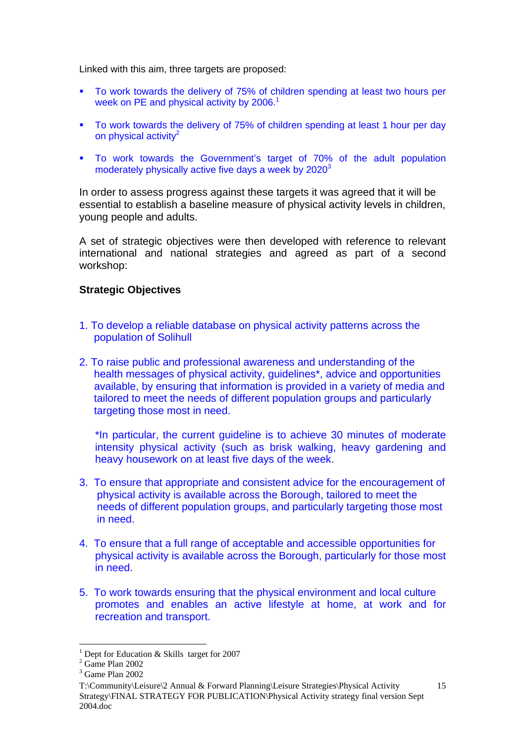Linked with this aim, three targets are proposed:

- To work towards the delivery of 75% of children spending at least two hours per week on PE and physical activity by 2006.[1]
- To work towards the delivery of 75% of children spending at least 1 hour per day on physical activity[2]
- To work towards the Government's target of 70% of the adult population moderately physically active five days a week by 2020[3]

In order to assess progress against these targets it was agreed that it will be essential to establish a baseline measure of physical activity levels in children, young people and adults.

A set of strategic objectives were then developed with reference to relevant international and national strategies and agreed as part of a second workshop:

**Strategic Objectives**

1. To develop a reliable database on physical activity patterns across the population of Solihull

2. To raise public and professional awareness and understanding of the health messages of physical activity, guidelines*, advice and opportunities available, by ensuring that information is provided in a variety of media and tailored to meet the needs of different population groups and particularly targeting those most in need.

   *In particular, the current guideline is to achieve 30 minutes of moderate intensity physical activity (such as brisk walking, heavy gardening and heavy housework on at least five days of the week.

3. To ensure that appropriate and consistent advice for the encouragement of physical activity is available across the Borough, tailored to meet the needs of different population groups, and particularly targeting those most in need.

4. To ensure that a full range of acceptable and accessible opportunities for physical activity is available across the Borough, particularly for those most in need.

5. To work towards ensuring that the physical environment and local culture promotes and enables an active lifestyle at home, at work and for recreation and transport.

---

[1] Dept for Education & Skills target for 2007
[2] Game Plan 2002
[3] Game Plan 2002

T:\Community\Leisure\2 Annual & Forward Planning\Leisure Strategies\Physical Activity Strategy\FINAL STRATEGY FOR PUBLICATION\Physical Activity strategy final version Sept 2004.doc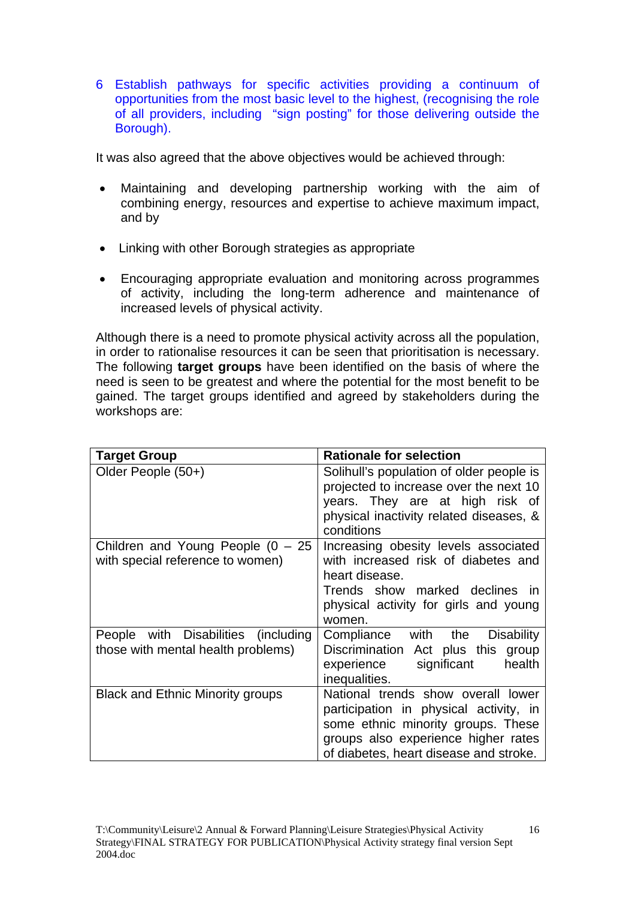6 Establish pathways for specific activities providing a continuum of opportunities from the most basic level to the highest, (recognising the role of all providers, including "sign posting" for those delivering outside the Borough).

It was also agreed that the above objectives would be achieved through:

- Maintaining and developing partnership working with the aim of combining energy, resources and expertise to achieve maximum impact, and by
- Linking with other Borough strategies as appropriate
- Encouraging appropriate evaluation and monitoring across programmes of activity, including the long-term adherence and maintenance of increased levels of physical activity.

Although there is a need to promote physical activity across all the population, in order to rationalise resources it can be seen that prioritisation is necessary. The following **target groups** have been identified on the basis of where the need is seen to be greatest and where the potential for the most benefit to be gained. The target groups identified and agreed by stakeholders during the workshops are:

| **Target Group** | **Rationale for selection** |
|---|---|
| Older People (50+) | Solihull's population of older people is projected to increase over the next 10 years. They are at high risk of physical inactivity related diseases, & conditions |
| Children and Young People (0 – 25 with special reference to women) | Increasing obesity levels associated with increased risk of diabetes and heart disease.<br>Trends show marked declines in physical activity for girls and young women. |
| People with Disabilities (including those with mental health problems) | Compliance with the Disability Discrimination Act plus this group experience significant health inequalities. |
| Black and Ethnic Minority groups | National trends show overall lower participation in physical activity, in some ethnic minority groups. These groups also experience higher rates of diabetes, heart disease and stroke. |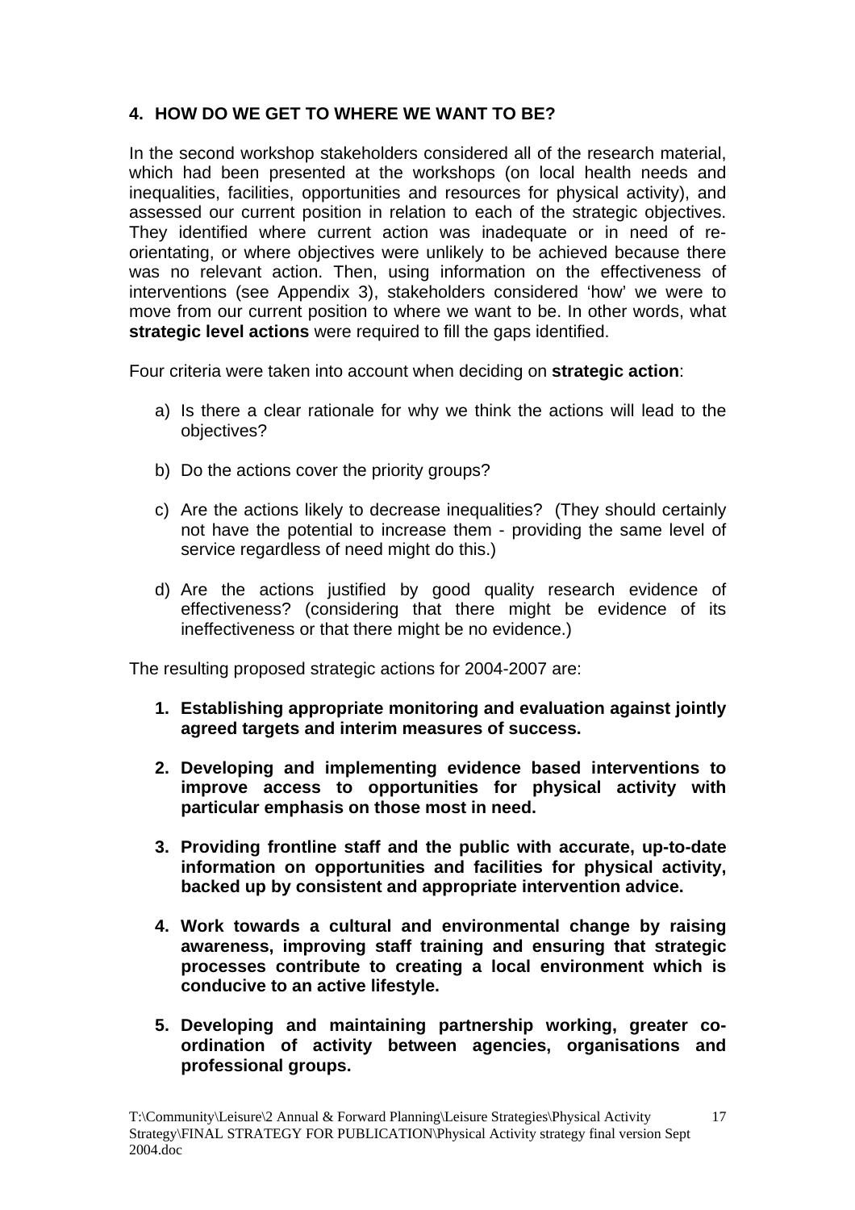## 4. HOW DO WE GET TO WHERE WE WANT TO BE?

In the second workshop stakeholders considered all of the research material, which had been presented at the workshops (on local health needs and inequalities, facilities, opportunities and resources for physical activity), and assessed our current position in relation to each of the strategic objectives. They identified where current action was inadequate or in need of re-orientating, or where objectives were unlikely to be achieved because there was no relevant action. Then, using information on the effectiveness of interventions (see Appendix 3), stakeholders considered 'how' we were to move from our current position to where we want to be. In other words, what **strategic level actions** were required to fill the gaps identified.

Four criteria were taken into account when deciding on **strategic action**:

a) Is there a clear rationale for why we think the actions will lead to the objectives?

b) Do the actions cover the priority groups?

c) Are the actions likely to decrease inequalities? (They should certainly not have the potential to increase them - providing the same level of service regardless of need might do this.)

d) Are the actions justified by good quality research evidence of effectiveness? (considering that there might be evidence of its ineffectiveness or that there might be no evidence.)

The resulting proposed strategic actions for 2004-2007 are:

1. **Establishing appropriate monitoring and evaluation against jointly agreed targets and interim measures of success.**

2. **Developing and implementing evidence based interventions to improve access to opportunities for physical activity with particular emphasis on those most in need.**

3. **Providing frontline staff and the public with accurate, up-to-date information on opportunities and facilities for physical activity, backed up by consistent and appropriate intervention advice.**

4. **Work towards a cultural and environmental change by raising awareness, improving staff training and ensuring that strategic processes contribute to creating a local environment which is conducive to an active lifestyle.**

5. **Developing and maintaining partnership working, greater co-ordination of activity between agencies, organisations and professional groups.**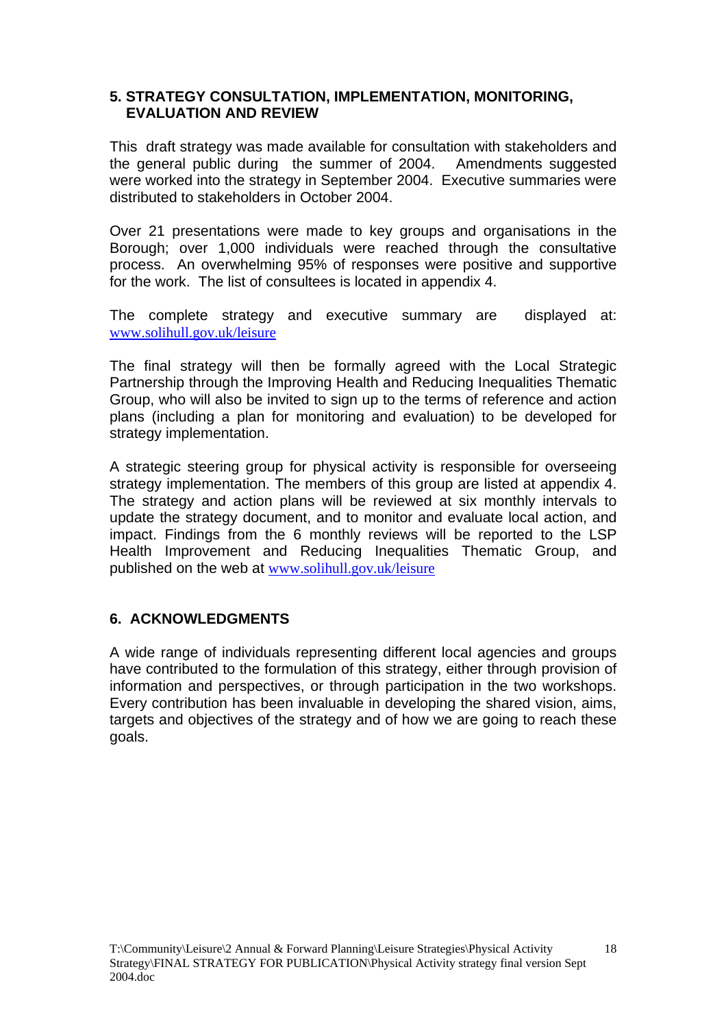## 5. STRATEGY CONSULTATION, IMPLEMENTATION, MONITORING, EVALUATION AND REVIEW

This draft strategy was made available for consultation with stakeholders and the general public during the summer of 2004. Amendments suggested were worked into the strategy in September 2004. Executive summaries were distributed to stakeholders in October 2004.

Over 21 presentations were made to key groups and organisations in the Borough; over 1,000 individuals were reached through the consultative process. An overwhelming 95% of responses were positive and supportive for the work. The list of consultees is located in appendix 4.

The complete strategy and executive summary are displayed at: www.solihull.gov.uk/leisure

The final strategy will then be formally agreed with the Local Strategic Partnership through the Improving Health and Reducing Inequalities Thematic Group, who will also be invited to sign up to the terms of reference and action plans (including a plan for monitoring and evaluation) to be developed for strategy implementation.

A strategic steering group for physical activity is responsible for overseeing strategy implementation. The members of this group are listed at appendix 4. The strategy and action plans will be reviewed at six monthly intervals to update the strategy document, and to monitor and evaluate local action, and impact. Findings from the 6 monthly reviews will be reported to the LSP Health Improvement and Reducing Inequalities Thematic Group, and published on the web at www.solihull.gov.uk/leisure

## 6. ACKNOWLEDGMENTS

A wide range of individuals representing different local agencies and groups have contributed to the formulation of this strategy, either through provision of information and perspectives, or through participation in the two workshops. Every contribution has been invaluable in developing the shared vision, aims, targets and objectives of the strategy and of how we are going to reach these goals.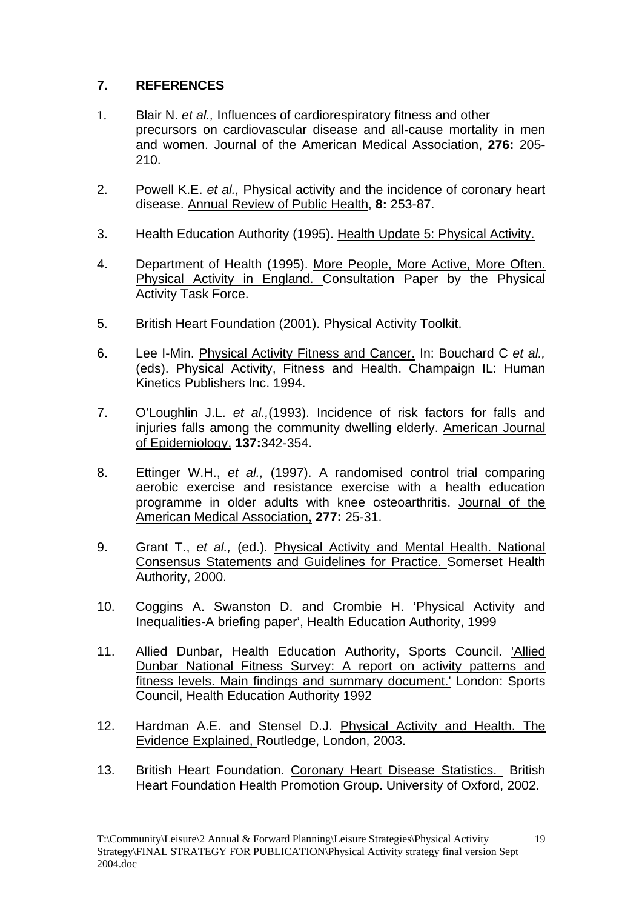## 7. REFERENCES

1. Blair N. *et al.,* Influences of cardiorespiratory fitness and other precursors on cardiovascular disease and all-cause mortality in men and women. Journal of the American Medical Association, **276:** 205-210.

2. Powell K.E. *et al.,* Physical activity and the incidence of coronary heart disease. Annual Review of Public Health, **8:** 253-87.

3. Health Education Authority (1995). Health Update 5: Physical Activity.

4. Department of Health (1995). More People, More Active, More Often. Physical Activity in England. Consultation Paper by the Physical Activity Task Force.

5. British Heart Foundation (2001). Physical Activity Toolkit.

6. Lee I-Min. Physical Activity Fitness and Cancer. In: Bouchard C *et al.,* (eds). Physical Activity, Fitness and Health. Champaign IL: Human Kinetics Publishers Inc. 1994.

7. O'Loughlin J.L. *et al.,*(1993). Incidence of risk factors for falls and injuries falls among the community dwelling elderly. American Journal of Epidemiology, **137:**342-354.

8. Ettinger W.H., *et al.,* (1997). A randomised control trial comparing aerobic exercise and resistance exercise with a health education programme in older adults with knee osteoarthritis. Journal of the American Medical Association, **277:** 25-31.

9. Grant T., *et al.,* (ed.). Physical Activity and Mental Health. National Consensus Statements and Guidelines for Practice. Somerset Health Authority, 2000.

10. Coggins A. Swanston D. and Crombie H. 'Physical Activity and Inequalities-A briefing paper', Health Education Authority, 1999

11. Allied Dunbar, Health Education Authority, Sports Council. 'Allied Dunbar National Fitness Survey: A report on activity patterns and fitness levels. Main findings and summary document.' London: Sports Council, Health Education Authority 1992

12. Hardman A.E. and Stensel D.J. Physical Activity and Health. The Evidence Explained, Routledge, London, 2003.

13. British Heart Foundation. Coronary Heart Disease Statistics. British Heart Foundation Health Promotion Group. University of Oxford, 2002.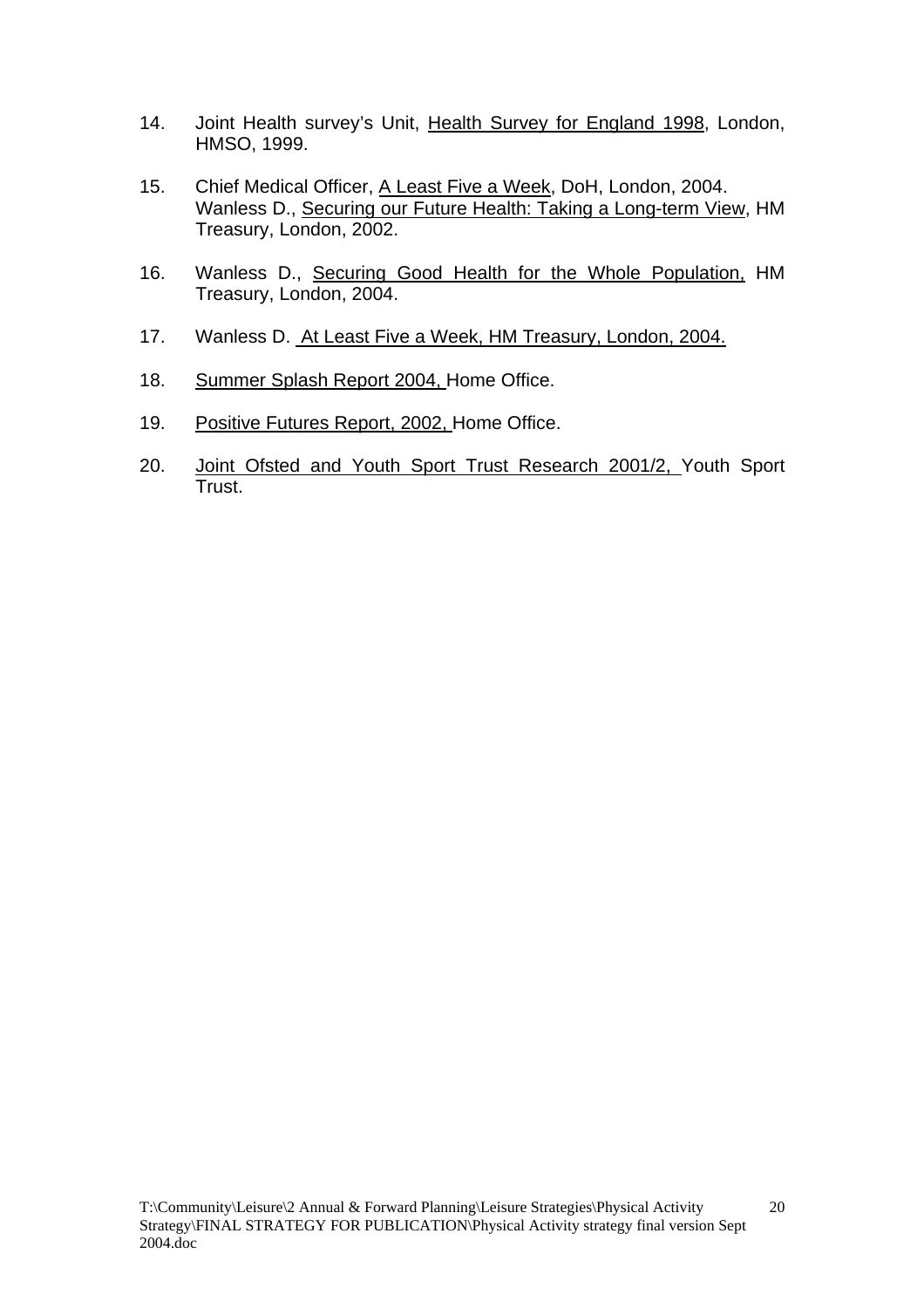14. Joint Health survey's Unit, Health Survey for England 1998, London, HMSO, 1999.

15. Chief Medical Officer, A Least Five a Week, DoH, London, 2004.
    Wanless D., Securing our Future Health: Taking a Long-term View, HM Treasury, London, 2002.

16. Wanless D., Securing Good Health for the Whole Population, HM Treasury, London, 2004.

17. Wanless D. At Least Five a Week, HM Treasury, London, 2004.

18. Summer Splash Report 2004, Home Office.

19. Positive Futures Report, 2002, Home Office.

20. Joint Ofsted and Youth Sport Trust Research 2001/2, Youth Sport Trust.

T:\Community\Leisure\2 Annual & Forward Planning\Leisure Strategies\Physical Activity Strategy\FINAL STRATEGY FOR PUBLICATION\Physical Activity strategy final version Sept 2004.doc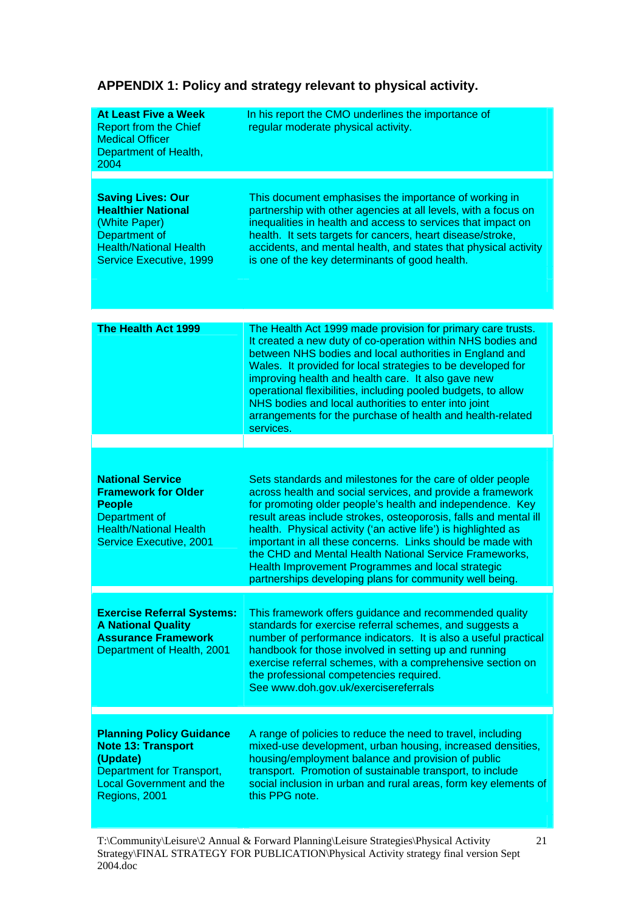## APPENDIX 1: Policy and strategy relevant to physical activity.

| Policy / Strategy | Description |
|---|---|
| **At Least Five a Week** Report from the Chief Medical Officer Department of Health, 2004 | In his report the CMO underlines the importance of regular moderate physical activity. |
| **Saving Lives: Our Healthier National** (White Paper) Department of Health/National Health Service Executive, 1999 | This document emphasises the importance of working in partnership with other agencies at all levels, with a focus on inequalities in health and access to services that impact on health. It sets targets for cancers, heart disease/stroke, accidents, and mental health, and states that physical activity is one of the key determinants of good health. |
| **The Health Act 1999** | The Health Act 1999 made provision for primary care trusts. It created a new duty of co-operation within NHS bodies and between NHS bodies and local authorities in England and Wales. It provided for local strategies to be developed for improving health and health care. It also gave new operational flexibilities, including pooled budgets, to allow NHS bodies and local authorities to enter into joint arrangements for the purchase of health and health-related services. |
| **National Service Framework for Older People** Department of Health/National Health Service Executive, 2001 | Sets standards and milestones for the care of older people across health and social services, and provide a framework for promoting older people's health and independence. Key result areas include strokes, osteoporosis, falls and mental ill health. Physical activity ('an active life') is highlighted as important in all these concerns. Links should be made with the CHD and Mental Health National Service Frameworks, Health Improvement Programmes and local strategic partnerships developing plans for community well being. |
| **Exercise Referral Systems: A National Quality Assurance Framework** Department of Health, 2001 | This framework offers guidance and recommended quality standards for exercise referral schemes, and suggests a number of performance indicators. It is also a useful practical handbook for those involved in setting up and running exercise referral schemes, with a comprehensive section on the professional competencies required. See www.doh.gov.uk/exercisereferrals |
| **Planning Policy Guidance Note 13: Transport (Update)** Department for Transport, Local Government and the Regions, 2001 | A range of policies to reduce the need to travel, including mixed-use development, urban housing, increased densities, housing/employment balance and provision of public transport. Promotion of sustainable transport, to include social inclusion in urban and rural areas, form key elements of this PPG note. |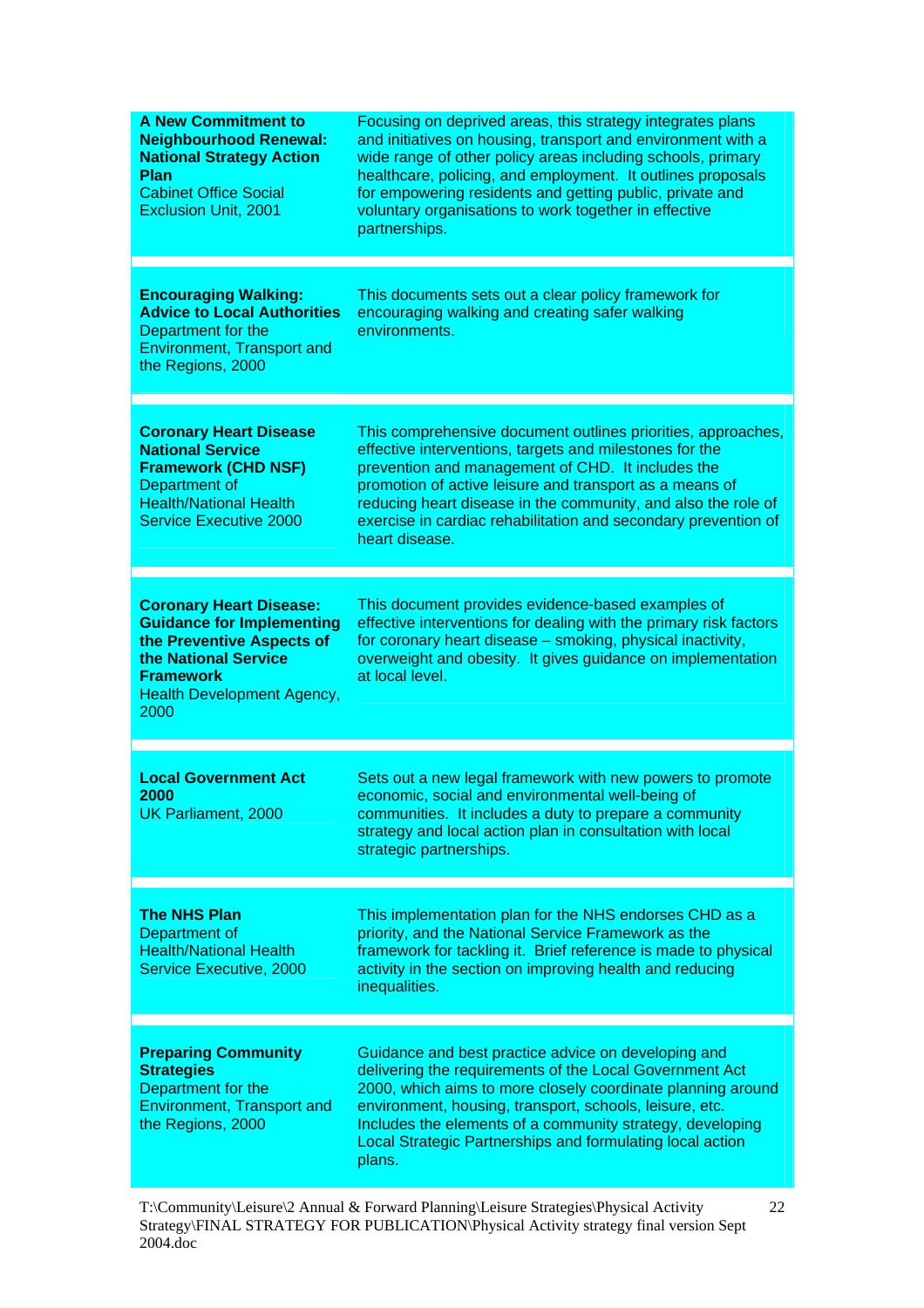| | |
|---|---|
| **A New Commitment to Neighbourhood Renewal: National Strategy Action Plan**<br>Cabinet Office Social Exclusion Unit, 2001 | Focusing on deprived areas, this strategy integrates plans and initiatives on housing, transport and environment with a wide range of other policy areas including schools, primary healthcare, policing, and employment. It outlines proposals for empowering residents and getting public, private and voluntary organisations to work together in effective partnerships. |
| **Encouraging Walking: Advice to Local Authorities**<br>Department for the Environment, Transport and the Regions, 2000 | This documents sets out a clear policy framework for encouraging walking and creating safer walking environments. |
| **Coronary Heart Disease National Service Framework (CHD NSF)**<br>Department of Health/National Health Service Executive 2000 | This comprehensive document outlines priorities, approaches, effective interventions, targets and milestones for the prevention and management of CHD. It includes the promotion of active leisure and transport as a means of reducing heart disease in the community, and also the role of exercise in cardiac rehabilitation and secondary prevention of heart disease. |
| **Coronary Heart Disease: Guidance for Implementing the Preventive Aspects of the National Service Framework**<br>Health Development Agency, 2000 | This document provides evidence-based examples of effective interventions for dealing with the primary risk factors for coronary heart disease – smoking, physical inactivity, overweight and obesity. It gives guidance on implementation at local level. |
| **Local Government Act 2000**<br>UK Parliament, 2000 | Sets out a new legal framework with new powers to promote economic, social and environmental well-being of communities. It includes a duty to prepare a community strategy and local action plan in consultation with local strategic partnerships. |
| **The NHS Plan**<br>Department of Health/National Health Service Executive, 2000 | This implementation plan for the NHS endorses CHD as a priority, and the National Service Framework as the framework for tackling it. Brief reference is made to physical activity in the section on improving health and reducing inequalities. |
| **Preparing Community Strategies**<br>Department for the Environment, Transport and the Regions, 2000 | Guidance and best practice advice on developing and delivering the requirements of the Local Government Act 2000, which aims to more closely coordinate planning around environment, housing, transport, schools, leisure, etc. Includes the elements of a community strategy, developing Local Strategic Partnerships and formulating local action plans. |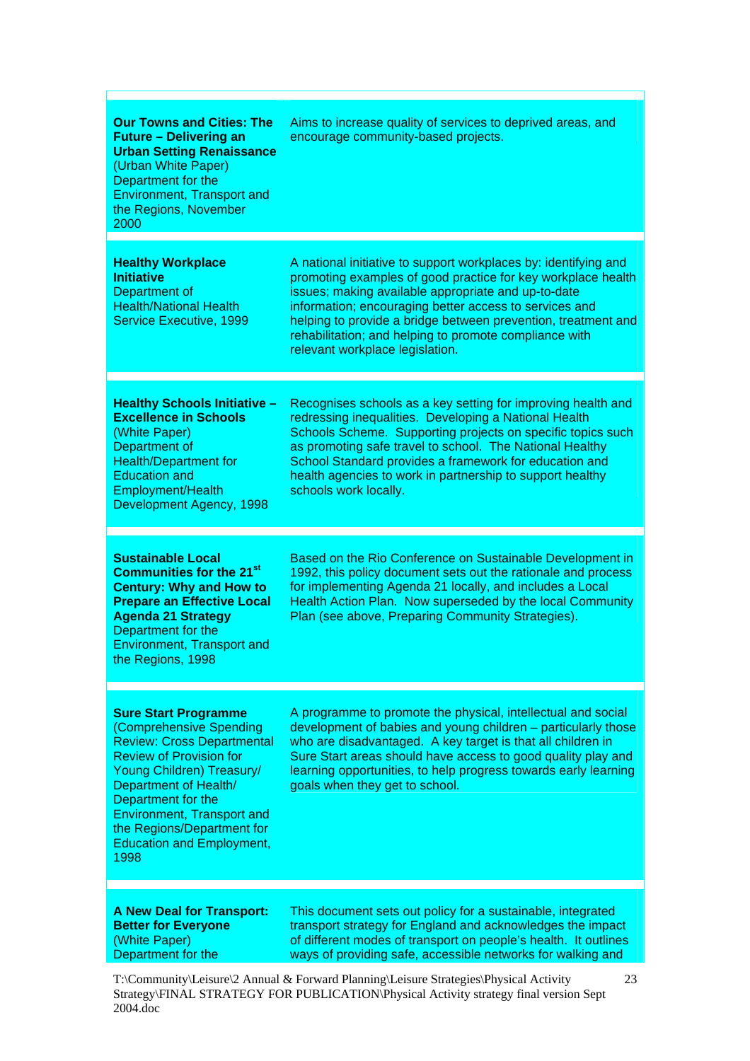| | |
|---|---|
| **Our Towns and Cities: The Future – Delivering an Urban Setting Renaissance** (Urban White Paper) Department for the Environment, Transport and the Regions, November 2000 | Aims to increase quality of services to deprived areas, and encourage community-based projects. |
| **Healthy Workplace Initiative** Department of Health/National Health Service Executive, 1999 | A national initiative to support workplaces by: identifying and promoting examples of good practice for key workplace health issues; making available appropriate and up-to-date information; encouraging better access to services and helping to provide a bridge between prevention, treatment and rehabilitation; and helping to promote compliance with relevant workplace legislation. |
| **Healthy Schools Initiative – Excellence in Schools** (White Paper) Department of Health/Department for Education and Employment/Health Development Agency, 1998 | Recognises schools as a key setting for improving health and redressing inequalities. Developing a National Health Schools Scheme. Supporting projects on specific topics such as promoting safe travel to school. The National Healthy School Standard provides a framework for education and health agencies to work in partnership to support healthy schools work locally. |
| **Sustainable Local Communities for the 21st Century: Why and How to Prepare an Effective Local Agenda 21 Strategy** Department for the Environment, Transport and the Regions, 1998 | Based on the Rio Conference on Sustainable Development in 1992, this policy document sets out the rationale and process for implementing Agenda 21 locally, and includes a Local Health Action Plan. Now superseded by the local Community Plan (see above, Preparing Community Strategies). |
| **Sure Start Programme** (Comprehensive Spending Review: Cross Departmental Review of Provision for Young Children) Treasury/ Department of Health/ Department for the Environment, Transport and the Regions/Department for Education and Employment, 1998 | A programme to promote the physical, intellectual and social development of babies and young children – particularly those who are disadvantaged. A key target is that all children in Sure Start areas should have access to good quality play and learning opportunities, to help progress towards early learning goals when they get to school. |
| **A New Deal for Transport: Better for Everyone** (White Paper) Department for the | This document sets out policy for a sustainable, integrated transport strategy for England and acknowledges the impact of different modes of transport on people's health. It outlines ways of providing safe, accessible networks for walking and |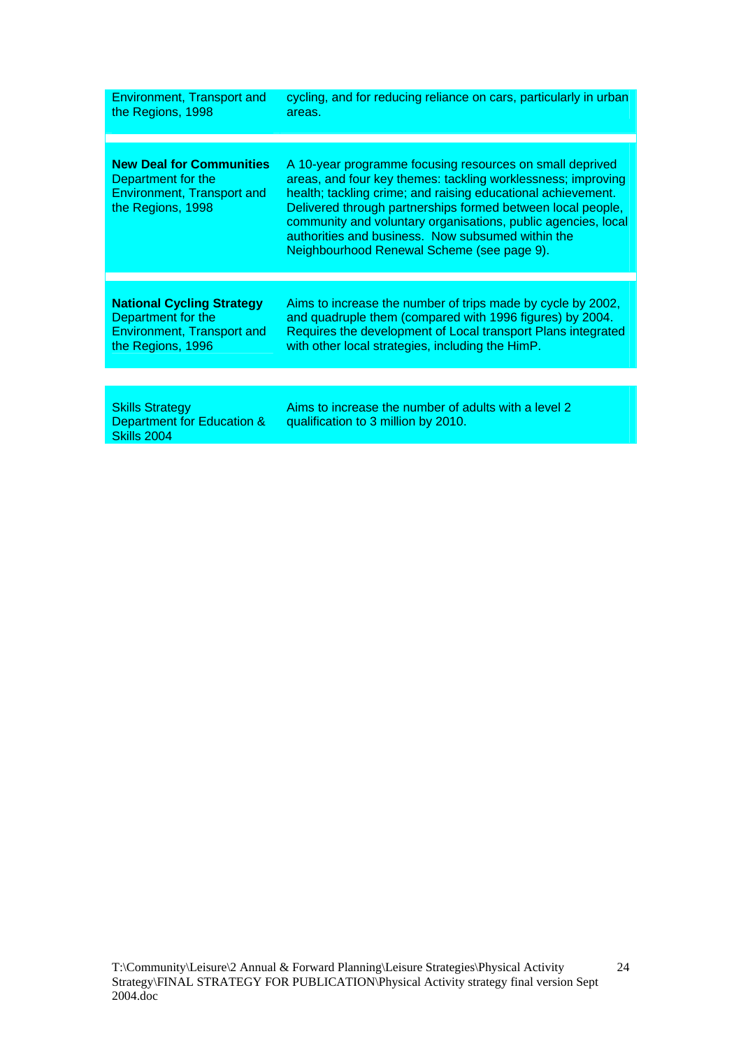| | |
|---|---|
| Environment, Transport and the Regions, 1998 | cycling, and for reducing reliance on cars, particularly in urban areas. |
| **New Deal for Communities** Department for the Environment, Transport and the Regions, 1998 | A 10-year programme focusing resources on small deprived areas, and four key themes: tackling worklessness; improving health; tackling crime; and raising educational achievement. Delivered through partnerships formed between local people, community and voluntary organisations, public agencies, local authorities and business. Now subsumed within the Neighbourhood Renewal Scheme (see page 9). |
| **National Cycling Strategy** Department for the Environment, Transport and the Regions, 1996 | Aims to increase the number of trips made by cycle by 2002, and quadruple them (compared with 1996 figures) by 2004. Requires the development of Local transport Plans integrated with other local strategies, including the HimP. |
| Skills Strategy Department for Education & Skills 2004 | Aims to increase the number of adults with a level 2 qualification to 3 million by 2010. |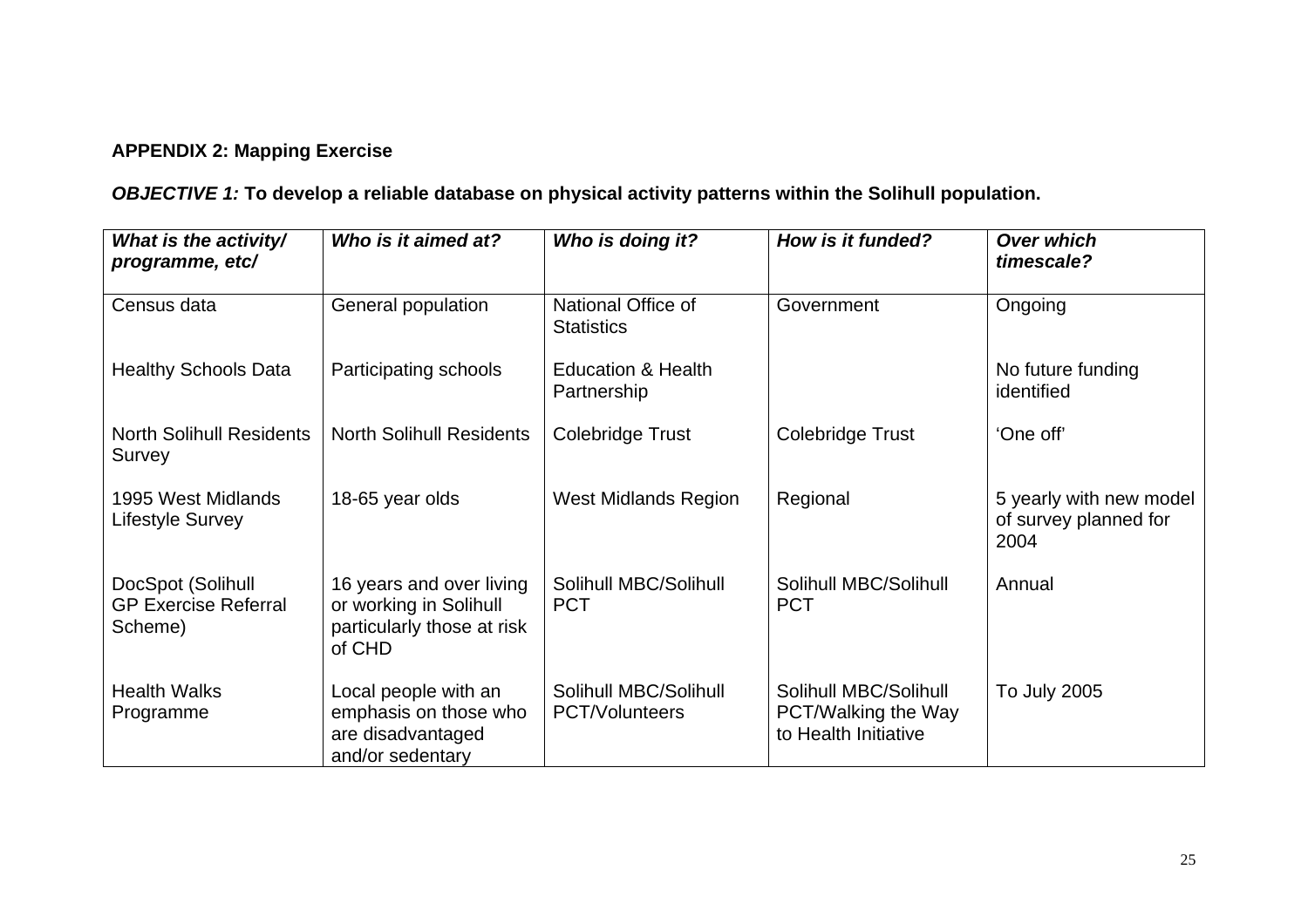**APPENDIX 2: Mapping Exercise**

***OBJECTIVE 1:*** **To develop a reliable database on physical activity patterns within the Solihull population.**

| *What is the activity/ programme, etc/* | *Who is it aimed at?* | *Who is doing it?* | *How is it funded?* | *Over which timescale?* |
|---|---|---|---|---|
| Census data | General population | National Office of Statistics | Government | Ongoing |
| Healthy Schools Data | Participating schools | Education & Health Partnership | | No future funding identified |
| North Solihull Residents Survey | North Solihull Residents | Colebridge Trust | Colebridge Trust | 'One off' |
| 1995 West Midlands Lifestyle Survey | 18-65 year olds | West Midlands Region | Regional | 5 yearly with new model of survey planned for 2004 |
| DocSpot (Solihull GP Exercise Referral Scheme) | 16 years and over living or working in Solihull particularly those at risk of CHD | Solihull MBC/Solihull PCT | Solihull MBC/Solihull PCT | Annual |
| Health Walks Programme | Local people with an emphasis on those who are disadvantaged and/or sedentary | Solihull MBC/Solihull PCT/Volunteers | Solihull MBC/Solihull PCT/Walking the Way to Health Initiative | To July 2005 |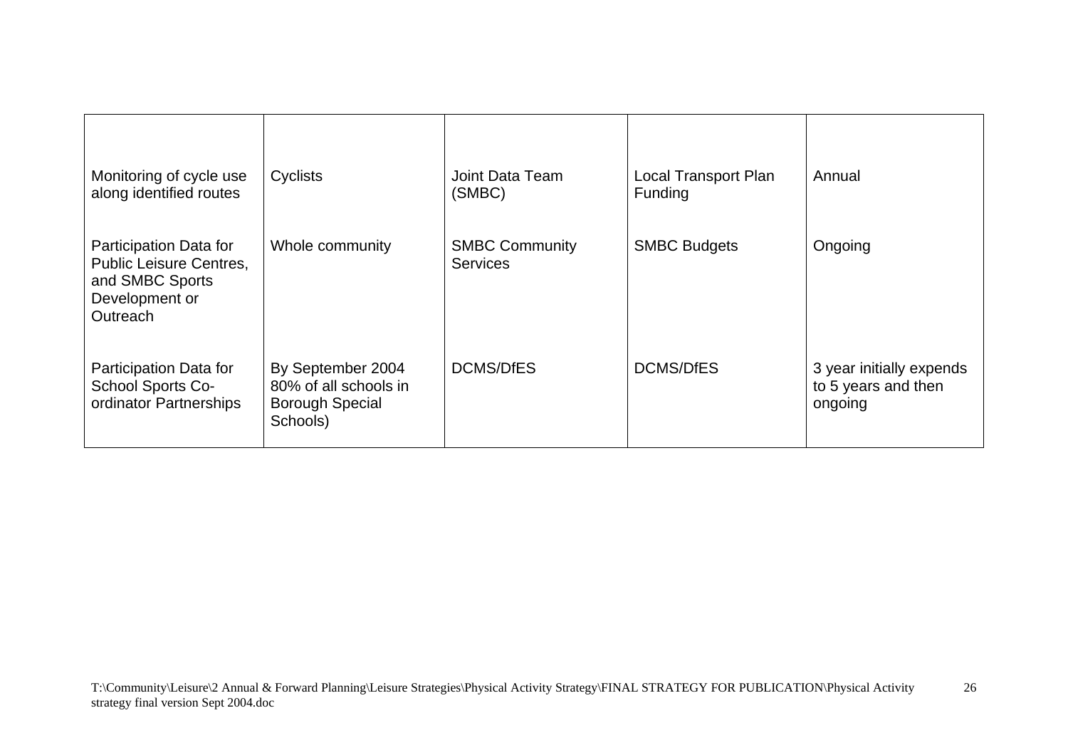| | | | | |
|---|---|---|---|---|
| Monitoring of cycle use along identified routes | Cyclists | Joint Data Team (SMBC) | Local Transport Plan Funding | Annual |
| Participation Data for Public Leisure Centres, and SMBC Sports Development or Outreach | Whole community | SMBC Community Services | SMBC Budgets | Ongoing |
| Participation Data for School Sports Co-ordinator Partnerships | By September 2004 80% of all schools in Borough Special Schools) | DCMS/DfES | DCMS/DfES | 3 year initially expends to 5 years and then ongoing |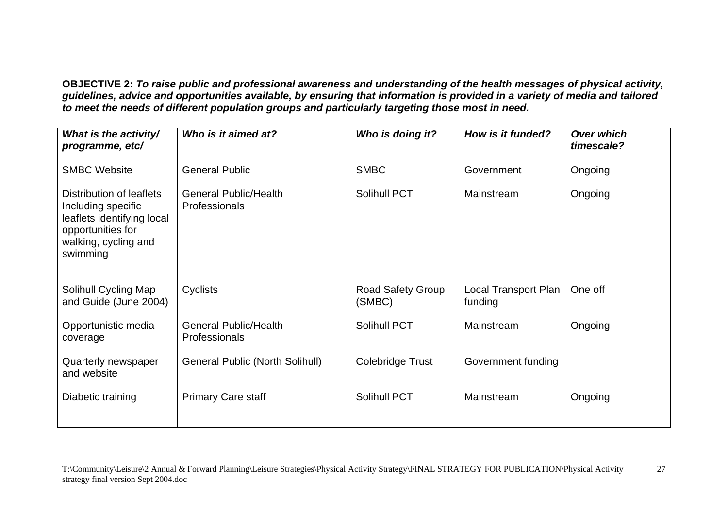**OBJECTIVE 2:** ***To raise public and professional awareness and understanding of the health messages of physical activity, guidelines, advice and opportunities available, by ensuring that information is provided in a variety of media and tailored to meet the needs of different population groups and particularly targeting those most in need.***

| *What is the activity/ programme, etc/* | *Who is it aimed at?* | *Who is doing it?* | *How is it funded?* | *Over which timescale?* |
|---|---|---|---|---|
| SMBC Website | General Public | SMBC | Government | Ongoing |
| Distribution of leaflets Including specific leaflets identifying local opportunities for walking, cycling and swimming | General Public/Health Professionals | Solihull PCT | Mainstream | Ongoing |
| Solihull Cycling Map and Guide (June 2004) | Cyclists | Road Safety Group (SMBC) | Local Transport Plan funding | One off |
| Opportunistic media coverage | General Public/Health Professionals | Solihull PCT | Mainstream | Ongoing |
| Quarterly newspaper and website | General Public (North Solihull) | Colebridge Trust | Government funding | |
| Diabetic training | Primary Care staff | Solihull PCT | Mainstream | Ongoing |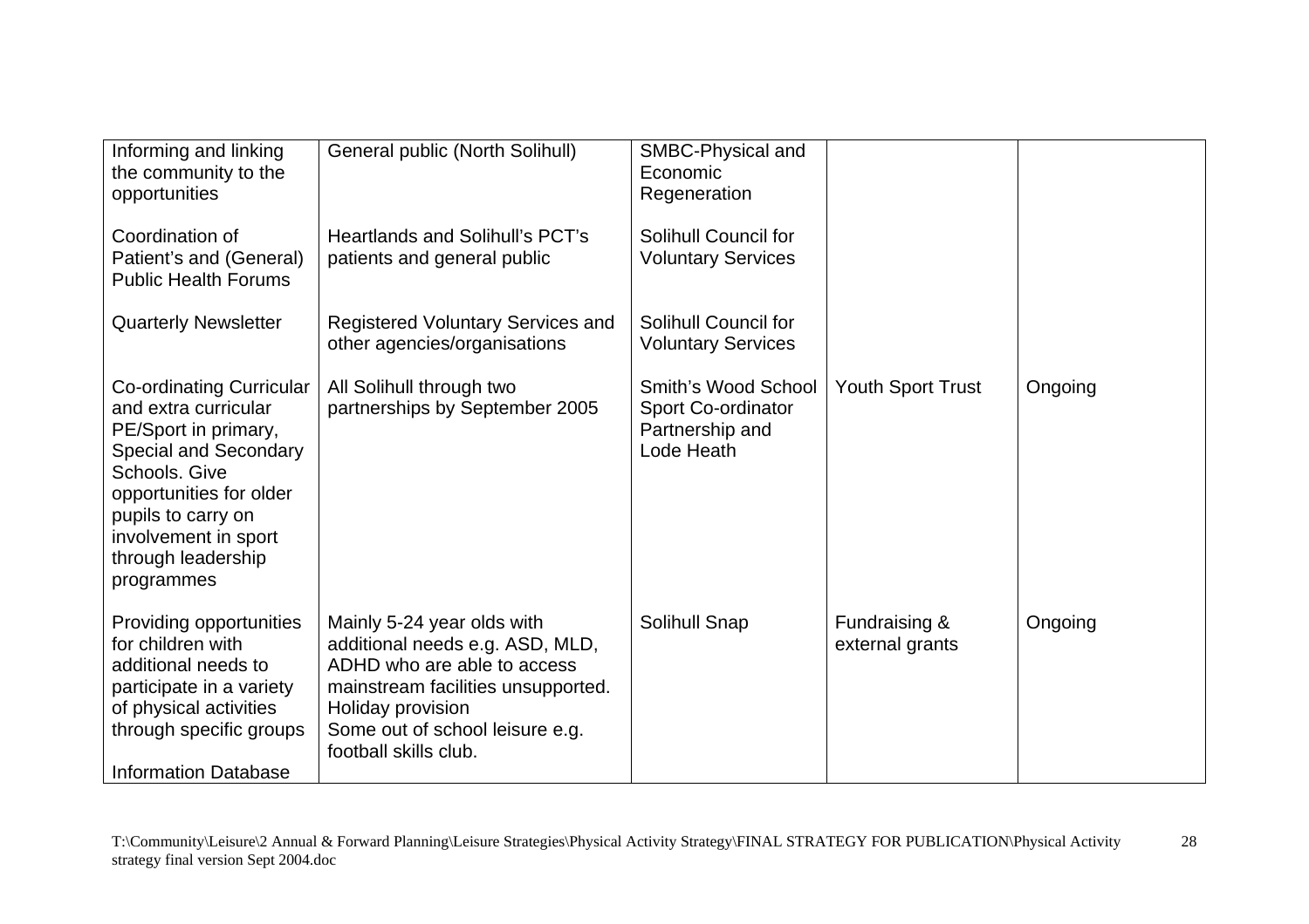| | | | | |
|---|---|---|---|---|
| Informing and linking the community to the opportunities | General public (North Solihull) | SMBC-Physical and Economic Regeneration | | |
| Coordination of Patient's and (General) Public Health Forums | Heartlands and Solihull's PCT's patients and general public | Solihull Council for Voluntary Services | | |
| Quarterly Newsletter | Registered Voluntary Services and other agencies/organisations | Solihull Council for Voluntary Services | | |
| Co-ordinating Curricular and extra curricular PE/Sport in primary, Special and Secondary Schools. Give opportunities for older pupils to carry on involvement in sport through leadership programmes | All Solihull through two partnerships by September 2005 | Smith's Wood School Sport Co-ordinator Partnership and Lode Heath | Youth Sport Trust | Ongoing |
| Providing opportunities for children with additional needs to participate in a variety of physical activities through specific groups<br><br>Information Database | Mainly 5-24 year olds with additional needs e.g. ASD, MLD, ADHD who are able to access mainstream facilities unsupported.<br>Holiday provision<br>Some out of school leisure e.g. football skills club. | Solihull Snap | Fundraising & external grants | Ongoing |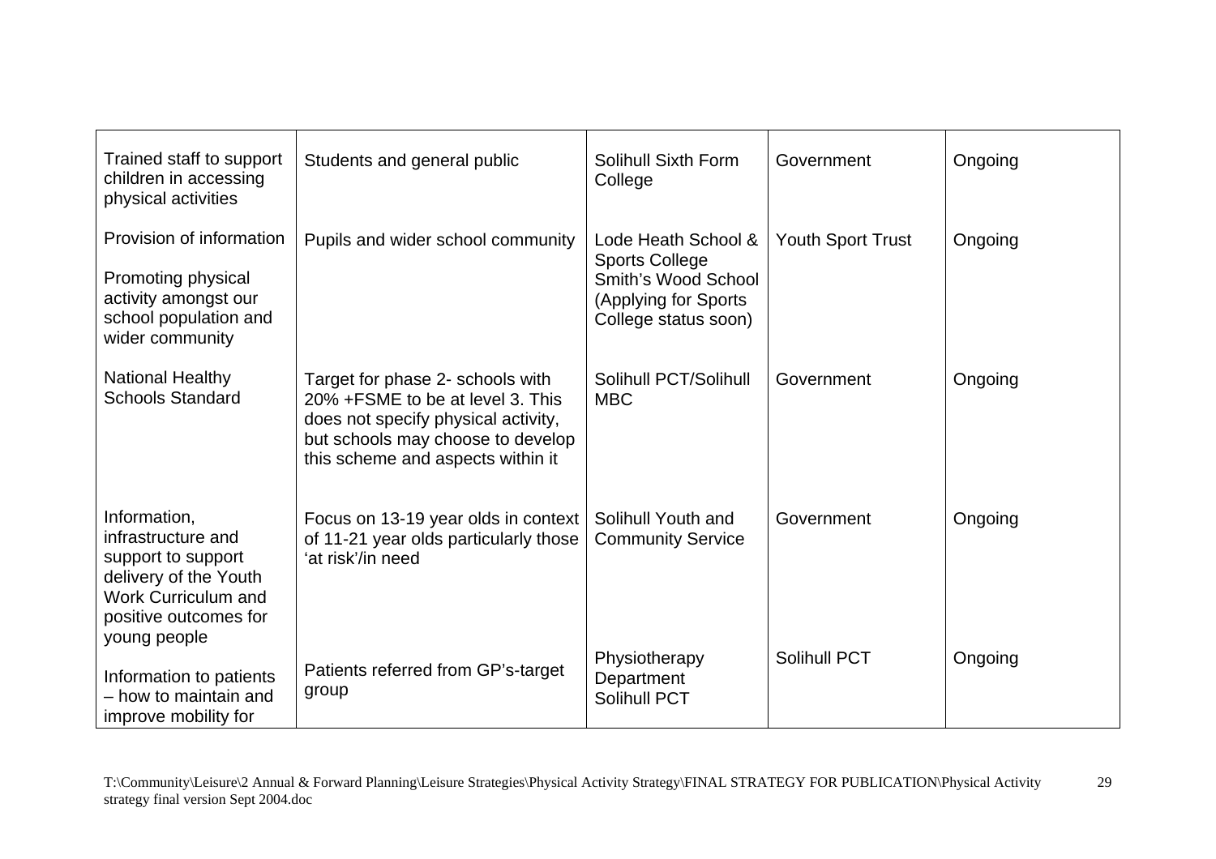| | | | | |
|---|---|---|---|---|
| Trained staff to support children in accessing physical activities | Students and general public | Solihull Sixth Form College | Government | Ongoing |
| Provision of information<br><br>Promoting physical activity amongst our school population and wider community | Pupils and wider school community | Lode Heath School & Sports College<br>Smith's Wood School (Applying for Sports College status soon) | Youth Sport Trust | Ongoing |
| National Healthy Schools Standard | Target for phase 2- schools with 20% +FSME to be at level 3. This does not specify physical activity, but schools may choose to develop this scheme and aspects within it | Solihull PCT/Solihull MBC | Government | Ongoing |
| Information, infrastructure and support to support delivery of the Youth Work Curriculum and positive outcomes for young people | Focus on 13-19 year olds in context of 11-21 year olds particularly those 'at risk'/in need | Solihull Youth and Community Service | Government | Ongoing |
| Information to patients – how to maintain and improve mobility for | Patients referred from GP's-target group | Physiotherapy Department Solihull PCT | Solihull PCT | Ongoing |

T:\Community\Leisure\2 Annual & Forward Planning\Leisure Strategies\Physical Activity Strategy\FINAL STRATEGY FOR PUBLICATION\Physical Activity strategy final version Sept 2004.doc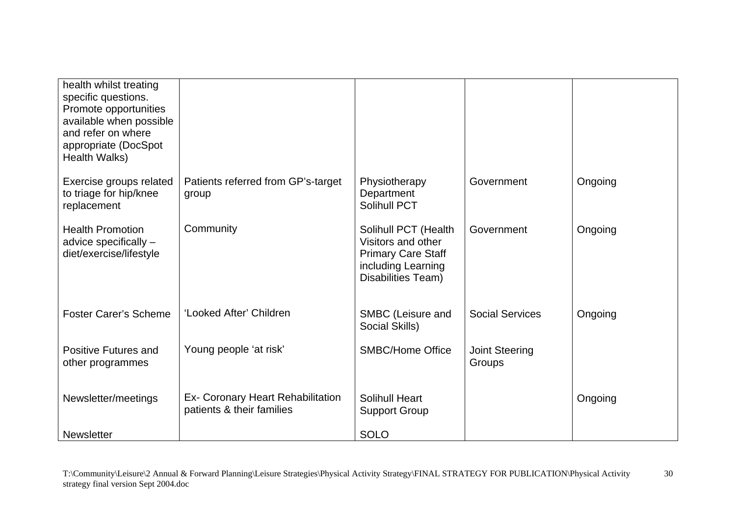| | | | | |
|---|---|---|---|---|
| health whilst treating specific questions. Promote opportunities available when possible and refer on where appropriate (DocSpot Health Walks) | | | | |
| Exercise groups related to triage for hip/knee replacement | Patients referred from GP's-target group | Physiotherapy Department Solihull PCT | Government | Ongoing |
| Health Promotion advice specifically – diet/exercise/lifestyle | Community | Solihull PCT (Health Visitors and other Primary Care Staff including Learning Disabilities Team) | Government | Ongoing |
| Foster Carer's Scheme | 'Looked After' Children | SMBC (Leisure and Social Skills) | Social Services | Ongoing |
| Positive Futures and other programmes | Young people 'at risk' | SMBC/Home Office | Joint Steering Groups | |
| Newsletter/meetings | Ex- Coronary Heart Rehabilitation patients & their families | Solihull Heart Support Group | | Ongoing |
| Newsletter | | SOLO | | |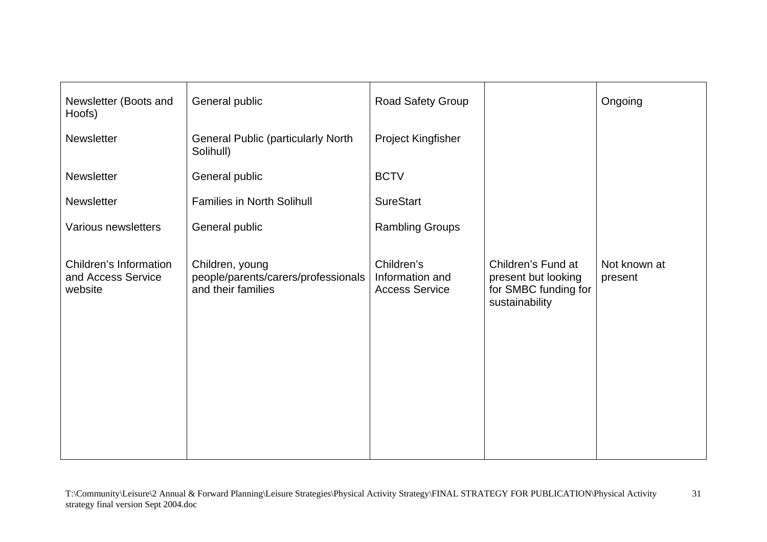| | | | | |
|---|---|---|---|---|
| Newsletter (Boots and Hoofs) | General public | Road Safety Group | | Ongoing |
| Newsletter | General Public (particularly North Solihull) | Project Kingfisher | | |
| Newsletter | General public | BCTV | | |
| Newsletter | Families in North Solihull | SureStart | | |
| Various newsletters | General public | Rambling Groups | | |
| Children's Information and Access Service website | Children, young people/parents/carers/professionals and their families | Children's Information and Access Service | Children's Fund at present but looking for SMBC funding for sustainability | Not known at present |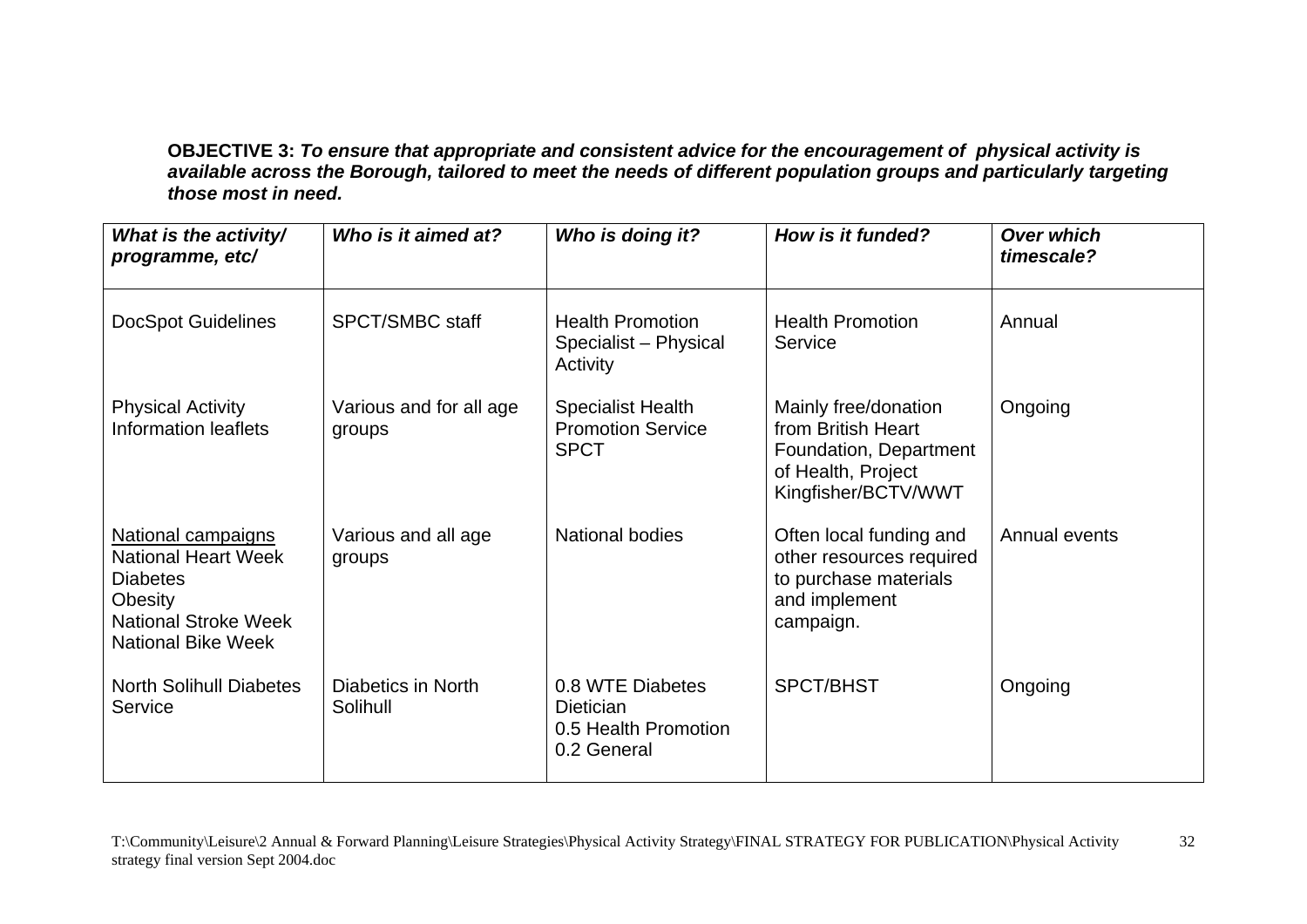**OBJECTIVE 3:** ***To ensure that appropriate and consistent advice for the encouragement of physical activity is available across the Borough, tailored to meet the needs of different population groups and particularly targeting those most in need.***

| ***What is the activity/ programme, etc/*** | ***Who is it aimed at?*** | ***Who is doing it?*** | ***How is it funded?*** | ***Over which timescale?*** |
|---|---|---|---|---|
| DocSpot Guidelines | SPCT/SMBC staff | Health Promotion Specialist – Physical Activity | Health Promotion Service | Annual |
| Physical Activity Information leaflets | Various and for all age groups | Specialist Health Promotion Service SPCT | Mainly free/donation from British Heart Foundation, Department of Health, Project Kingfisher/BCTV/WWT | Ongoing |
| National campaigns<br>National Heart Week<br>Diabetes<br>Obesity<br>National Stroke Week<br>National Bike Week | Various and all age groups | National bodies | Often local funding and other resources required to purchase materials and implement campaign. | Annual events |
| North Solihull Diabetes Service | Diabetics in North Solihull | 0.8 WTE Diabetes Dietician<br>0.5 Health Promotion<br>0.2 General | SPCT/BHST | Ongoing |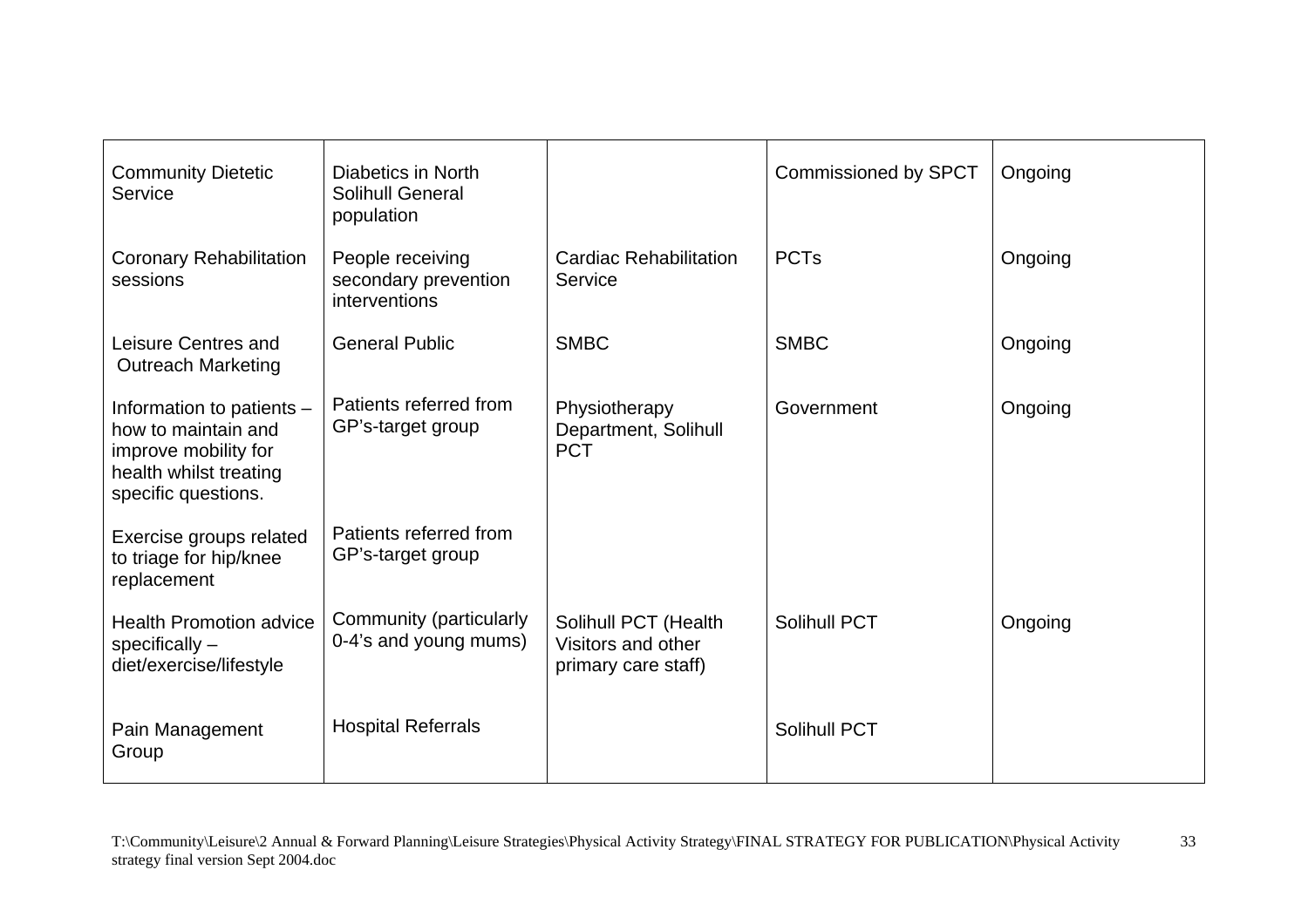| | | | | |
|---|---|---|---|---|
| Community Dietetic Service | Diabetics in North Solihull General population | | Commissioned by SPCT | Ongoing |
| Coronary Rehabilitation sessions | People receiving secondary prevention interventions | Cardiac Rehabilitation Service | PCTs | Ongoing |
| Leisure Centres and Outreach Marketing | General Public | SMBC | SMBC | Ongoing |
| Information to patients – how to maintain and improve mobility for health whilst treating specific questions. | Patients referred from GP's-target group | Physiotherapy Department, Solihull PCT | Government | Ongoing |
| Exercise groups related to triage for hip/knee replacement | Patients referred from GP's-target group | | | |
| Health Promotion advice specifically – diet/exercise/lifestyle | Community (particularly 0-4's and young mums) | Solihull PCT (Health Visitors and other primary care staff) | Solihull PCT | Ongoing |
| Pain Management Group | Hospital Referrals | | Solihull PCT | |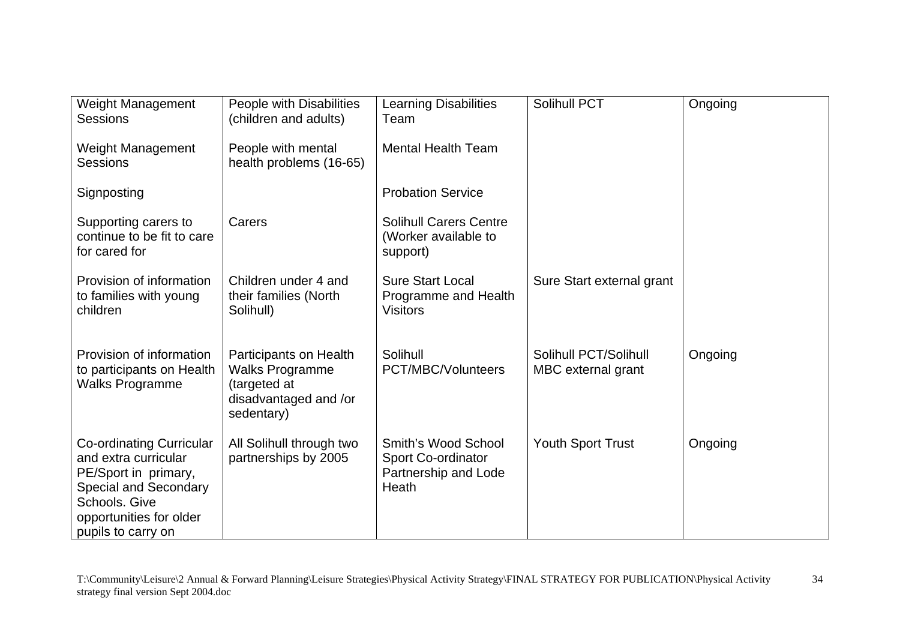| Weight Management Sessions | People with Disabilities (children and adults) | Learning Disabilities Team | Solihull PCT | Ongoing |
|---|---|---|---|---|
| Weight Management Sessions | People with mental health problems (16-65) | Mental Health Team | | |
| Signposting | | Probation Service | | |
| Supporting carers to continue to be fit to care for cared for | Carers | Solihull Carers Centre (Worker available to support) | | |
| Provision of information to families with young children | Children under 4 and their families (North Solihull) | Sure Start Local Programme and Health Visitors | Sure Start external grant | |
| Provision of information to participants on Health Walks Programme | Participants on Health Walks Programme (targeted at disadvantaged and /or sedentary) | Solihull PCT/MBC/Volunteers | Solihull PCT/Solihull MBC external grant | Ongoing |
| Co-ordinating Curricular and extra curricular PE/Sport in primary, Special and Secondary Schools. Give opportunities for older pupils to carry on | All Solihull through two partnerships by 2005 | Smith's Wood School Sport Co-ordinator Partnership and Lode Heath | Youth Sport Trust | Ongoing |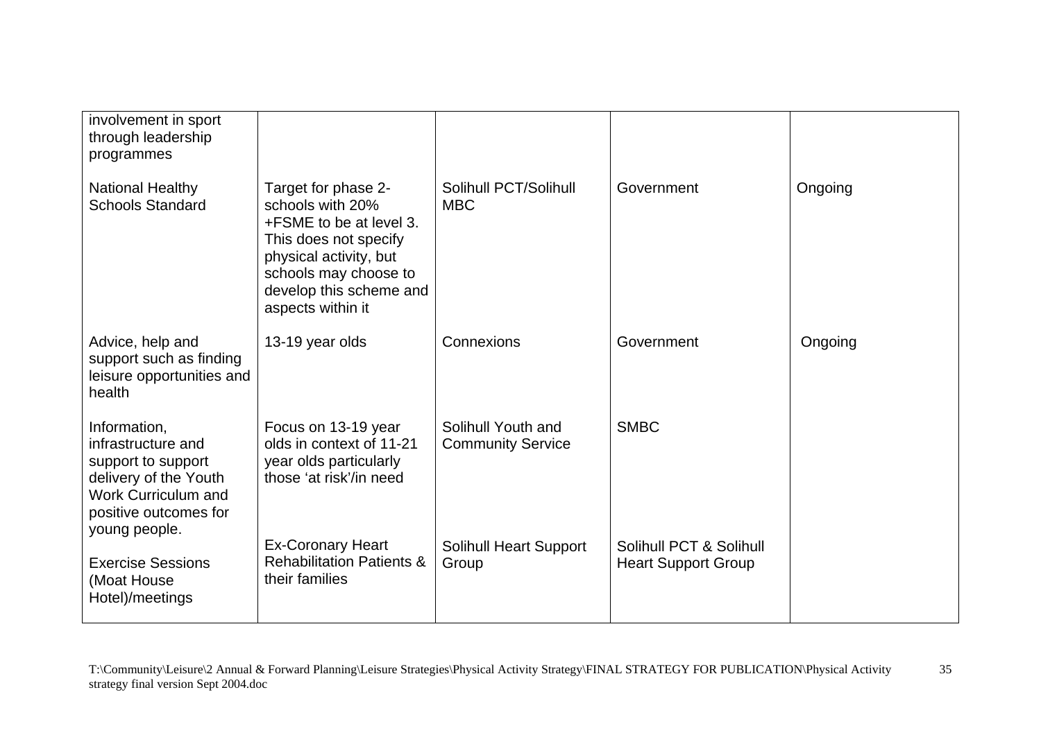| | | | | |
|---|---|---|---|---|
| involvement in sport through leadership programmes | | | | |
| National Healthy Schools Standard | Target for phase 2- schools with 20% +FSME to be at level 3. This does not specify physical activity, but schools may choose to develop this scheme and aspects within it | Solihull PCT/Solihull MBC | Government | Ongoing |
| Advice, help and support such as finding leisure opportunities and health | 13-19 year olds | Connexions | Government | Ongoing |
| Information, infrastructure and support to support delivery of the Youth Work Curriculum and positive outcomes for young people. | Focus on 13-19 year olds in context of 11-21 year olds particularly those 'at risk'/in need | Solihull Youth and Community Service | SMBC | |
| Exercise Sessions (Moat House Hotel)/meetings | Ex-Coronary Heart Rehabilitation Patients & their families | Solihull Heart Support Group | Solihull PCT & Solihull Heart Support Group | |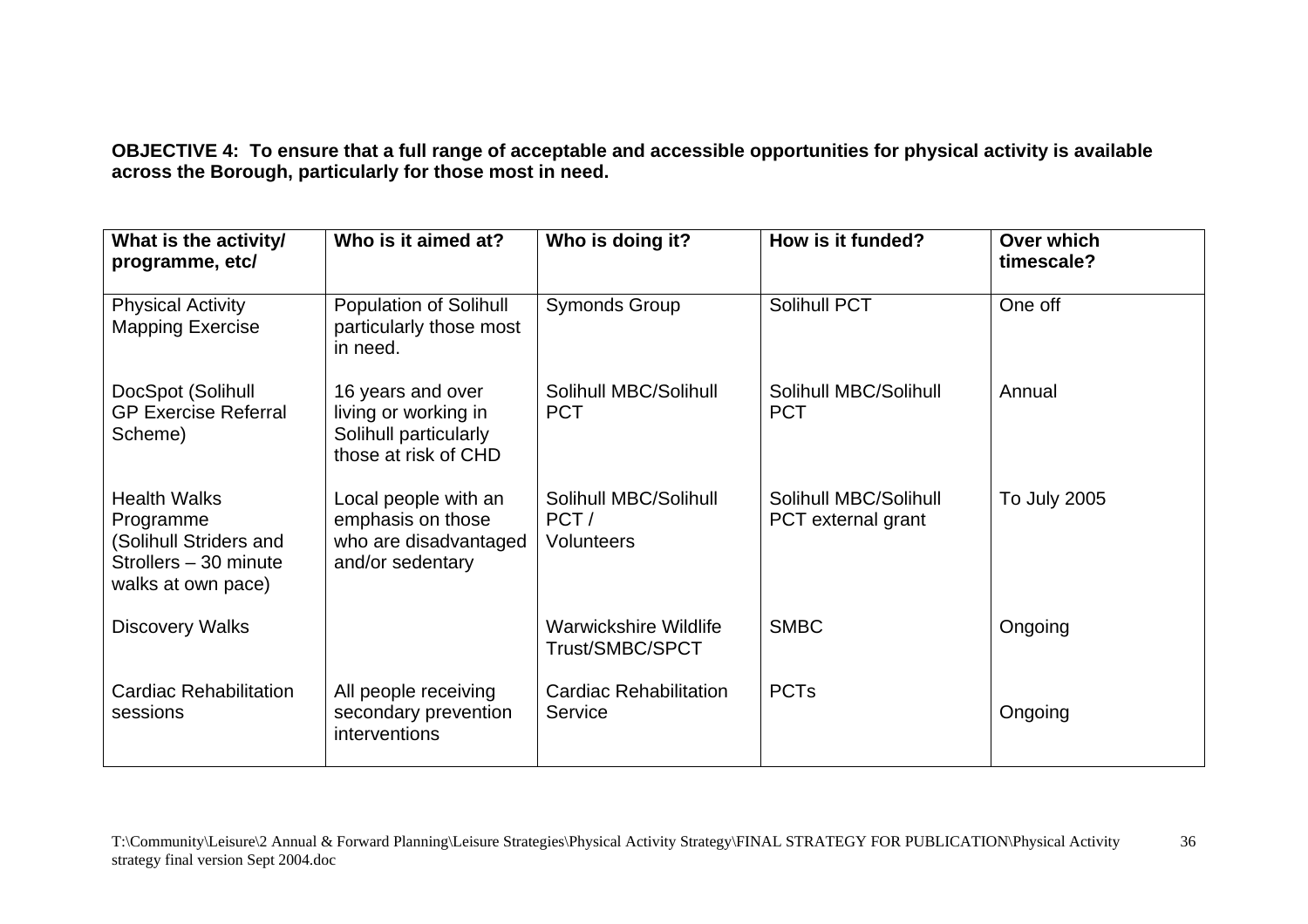**OBJECTIVE 4: To ensure that a full range of acceptable and accessible opportunities for physical activity is available across the Borough, particularly for those most in need.**

| What is the activity/ programme, etc/ | Who is it aimed at? | Who is doing it? | How is it funded? | Over which timescale? |
|---|---|---|---|---|
| Physical Activity Mapping Exercise | Population of Solihull particularly those most in need. | Symonds Group | Solihull PCT | One off |
| DocSpot (Solihull GP Exercise Referral Scheme) | 16 years and over living or working in Solihull particularly those at risk of CHD | Solihull MBC/Solihull PCT | Solihull MBC/Solihull PCT | Annual |
| Health Walks Programme (Solihull Striders and Strollers – 30 minute walks at own pace) | Local people with an emphasis on those who are disadvantaged and/or sedentary | Solihull MBC/Solihull PCT / Volunteers | Solihull MBC/Solihull PCT external grant | To July 2005 |
| Discovery Walks | | Warwickshire Wildlife Trust/SMBC/SPCT | SMBC | Ongoing |
| Cardiac Rehabilitation sessions | All people receiving secondary prevention interventions | Cardiac Rehabilitation Service | PCTs | Ongoing |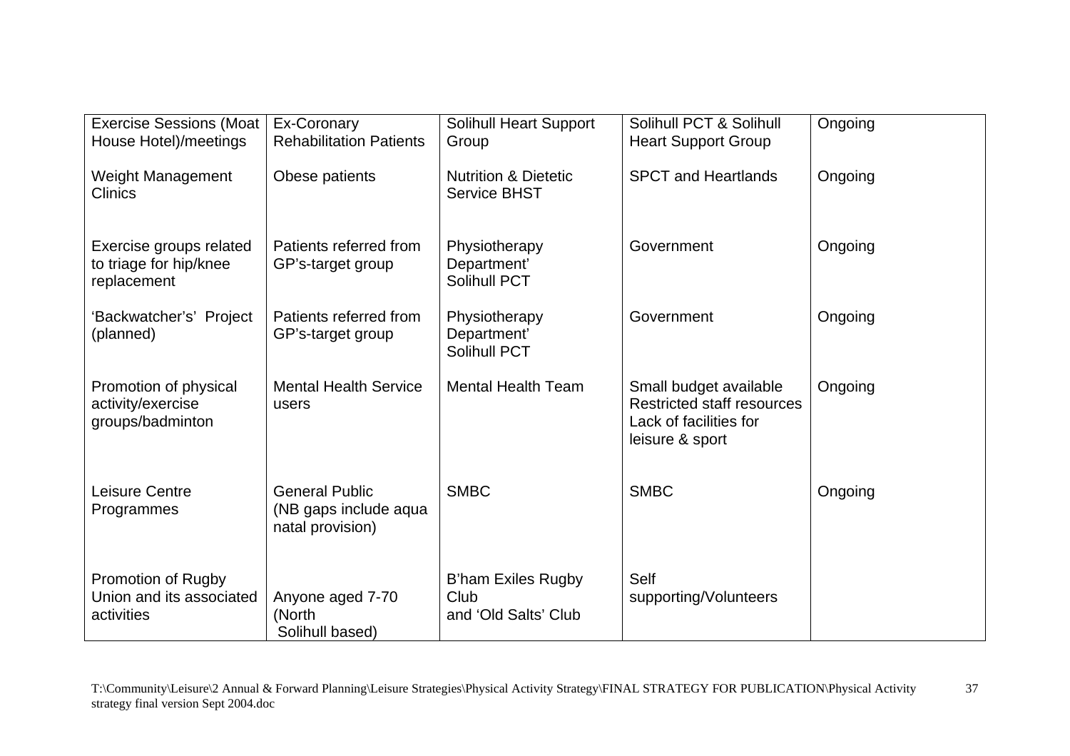| Exercise Sessions (Moat House Hotel)/meetings | Ex-Coronary Rehabilitation Patients | Solihull Heart Support Group | Solihull PCT & Solihull Heart Support Group | Ongoing |
|---|---|---|---|---|
| Weight Management Clinics | Obese patients | Nutrition & Dietetic Service BHST | SPCT and Heartlands | Ongoing |
| Exercise groups related to triage for hip/knee replacement | Patients referred from GP's-target group | Physiotherapy Department' Solihull PCT | Government | Ongoing |
| 'Backwatcher's' Project (planned) | Patients referred from GP's-target group | Physiotherapy Department' Solihull PCT | Government | Ongoing |
| Promotion of physical activity/exercise groups/badminton | Mental Health Service users | Mental Health Team | Small budget available<br>Restricted staff resources<br>Lack of facilities for leisure & sport | Ongoing |
| Leisure Centre Programmes | General Public (NB gaps include aqua natal provision) | SMBC | SMBC | Ongoing |
| Promotion of Rugby Union and its associated activities | Anyone aged 7-70 (North Solihull based) | B'ham Exiles Rugby Club and 'Old Salts' Club | Self supporting/Volunteers | |

T:\Community\Leisure\2 Annual & Forward Planning\Leisure Strategies\Physical Activity Strategy\FINAL STRATEGY FOR PUBLICATION\Physical Activity strategy final version Sept 2004.doc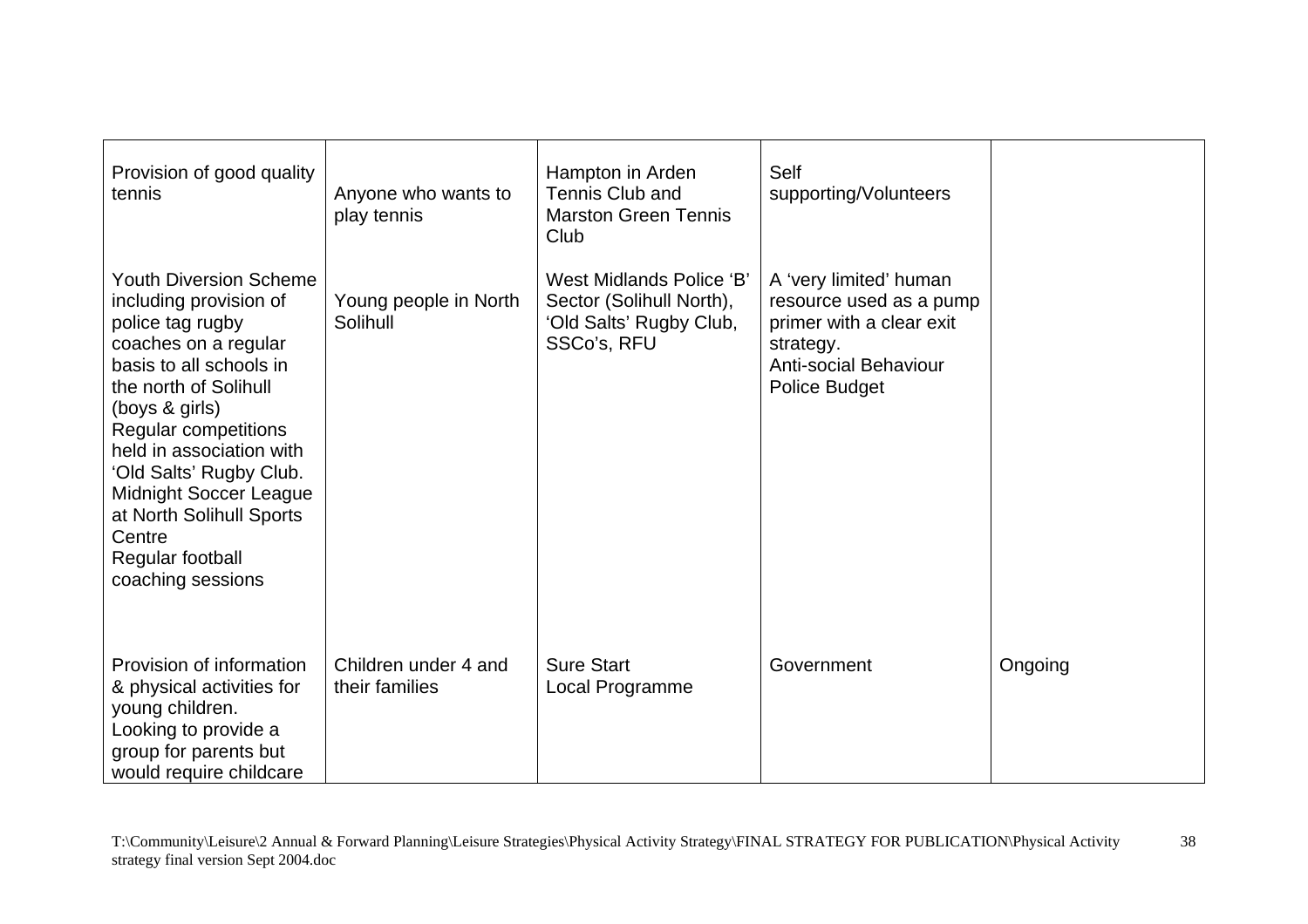| | | | | |
|---|---|---|---|---|
| Provision of good quality tennis | Anyone who wants to play tennis | Hampton in Arden Tennis Club and Marston Green Tennis Club | Self supporting/Volunteers | |
| Youth Diversion Scheme including provision of police tag rugby coaches on a regular basis to all schools in the north of Solihull (boys & girls)<br>Regular competitions held in association with 'Old Salts' Rugby Club.<br>Midnight Soccer League at North Solihull Sports Centre<br>Regular football coaching sessions | Young people in North Solihull | West Midlands Police 'B' Sector (Solihull North), 'Old Salts' Rugby Club, SSCo's, RFU | A 'very limited' human resource used as a pump primer with a clear exit strategy.<br>Anti-social Behaviour Police Budget | |
| Provision of information & physical activities for young children.<br>Looking to provide a group for parents but would require childcare | Children under 4 and their families | Sure Start<br>Local Programme | Government | Ongoing |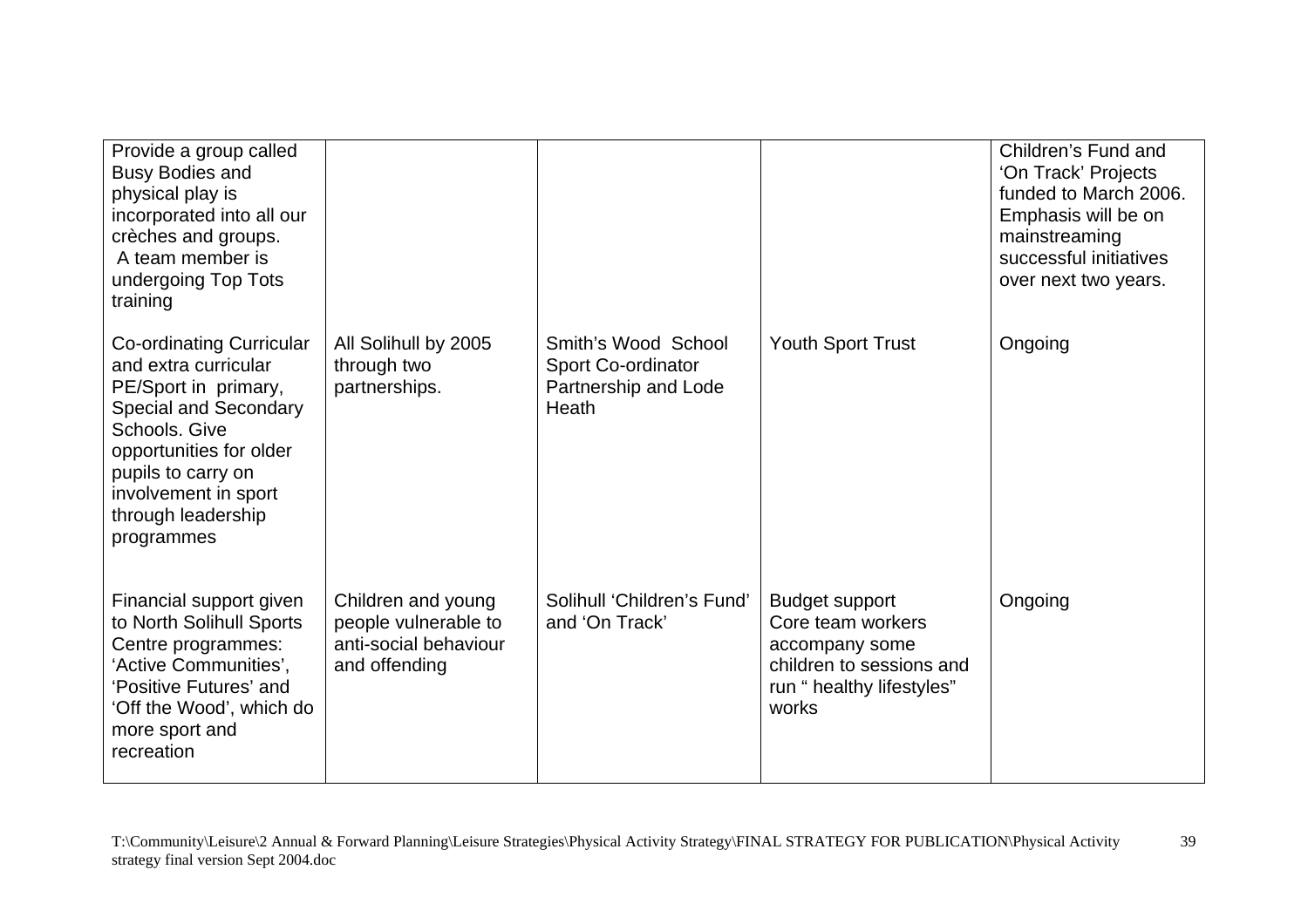| | | | | |
|---|---|---|---|---|
| Provide a group called Busy Bodies and physical play is incorporated into all our crèches and groups. A team member is undergoing Top Tots training | | | | Children's Fund and 'On Track' Projects funded to March 2006. Emphasis will be on mainstreaming successful initiatives over next two years. |
| Co-ordinating Curricular and extra curricular PE/Sport in primary, Special and Secondary Schools. Give opportunities for older pupils to carry on involvement in sport through leadership programmes | All Solihull by 2005 through two partnerships. | Smith's Wood School Sport Co-ordinator Partnership and Lode Heath | Youth Sport Trust | Ongoing |
| Financial support given to North Solihull Sports Centre programmes: 'Active Communities', 'Positive Futures' and 'Off the Wood', which do more sport and recreation | Children and young people vulnerable to anti-social behaviour and offending | Solihull 'Children's Fund' and 'On Track' | Budget support Core team workers accompany some children to sessions and run " healthy lifestyles" works | Ongoing |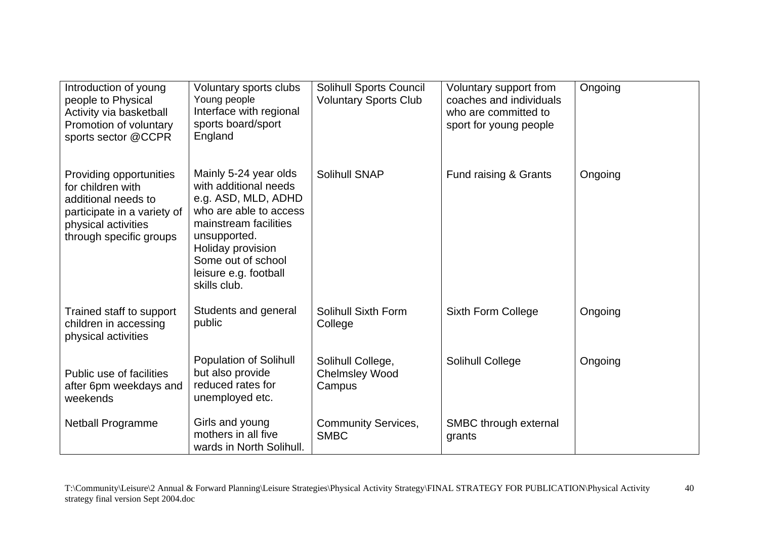| Introduction of young people to Physical Activity via basketball Promotion of voluntary sports sector @CCPR | Voluntary sports clubs Young people Interface with regional sports board/sport England | Solihull Sports Council Voluntary Sports Club | Voluntary support from coaches and individuals who are committed to sport for young people | Ongoing |
|---|---|---|---|---|
| Providing opportunities for children with additional needs to participate in a variety of physical activities through specific groups | Mainly 5-24 year olds with additional needs e.g. ASD, MLD, ADHD who are able to access mainstream facilities unsupported. Holiday provision Some out of school leisure e.g. football skills club. | Solihull SNAP | Fund raising & Grants | Ongoing |
| Trained staff to support children in accessing physical activities | Students and general public | Solihull Sixth Form College | Sixth Form College | Ongoing |
| Public use of facilities after 6pm weekdays and weekends | Population of Solihull but also provide reduced rates for unemployed etc. | Solihull College, Chelmsley Wood Campus | Solihull College | Ongoing |
| Netball Programme | Girls and young mothers in all five wards in North Solihull. | Community Services, SMBC | SMBC through external grants | |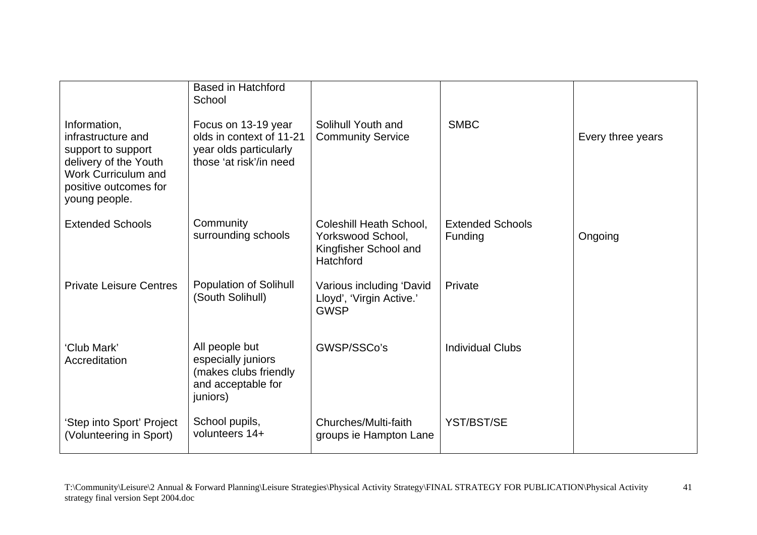| | | | | |
|---|---|---|---|---|
| | Based in Hatchford School | | | |
| Information, infrastructure and support to support delivery of the Youth Work Curriculum and positive outcomes for young people. | Focus on 13-19 year olds in context of 11-21 year olds particularly those 'at risk'/in need | Solihull Youth and Community Service | SMBC | Every three years |
| Extended Schools | Community surrounding schools | Coleshill Heath School, Yorkswood School, Kingfisher School and Hatchford | Extended Schools Funding | Ongoing |
| Private Leisure Centres | Population of Solihull (South Solihull) | Various including 'David Lloyd', 'Virgin Active.' GWSP | Private | |
| 'Club Mark' Accreditation | All people but especially juniors (makes clubs friendly and acceptable for juniors) | GWSP/SSCo's | Individual Clubs | |
| 'Step into Sport' Project (Volunteering in Sport) | School pupils, volunteers 14+ | Churches/Multi-faith groups ie Hampton Lane | YST/BST/SE | |

T:\Community\Leisure\2 Annual & Forward Planning\Leisure Strategies\Physical Activity Strategy\FINAL STRATEGY FOR PUBLICATION\Physical Activity strategy final version Sept 2004.doc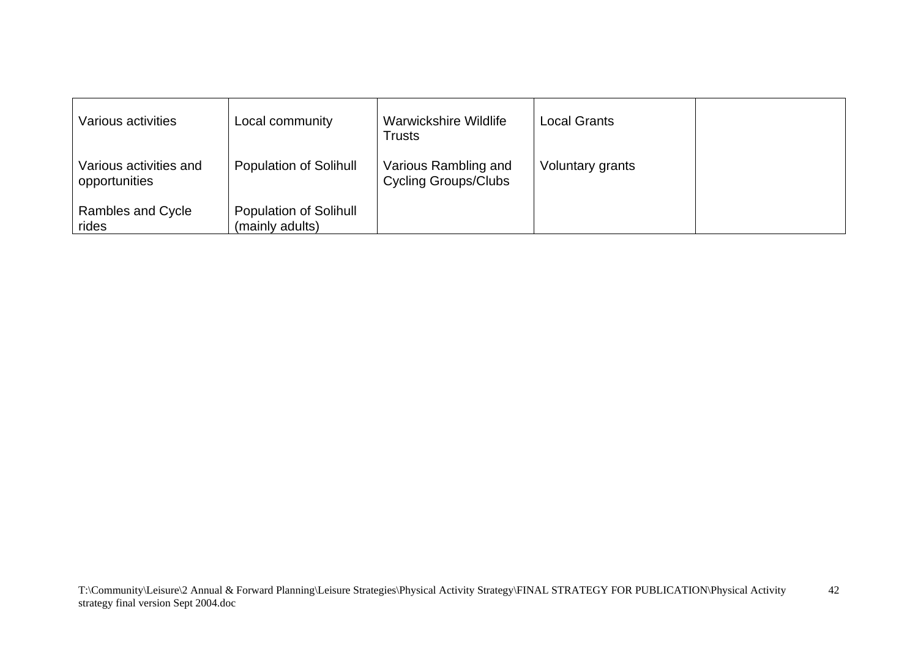| | | | | |
|---|---|---|---|---|
| Various activities | Local community | Warwickshire Wildlife Trusts | Local Grants | |
| Various activities and opportunities | Population of Solihull | Various Rambling and Cycling Groups/Clubs | Voluntary grants | |
| Rambles and Cycle rides | Population of Solihull (mainly adults) | | | |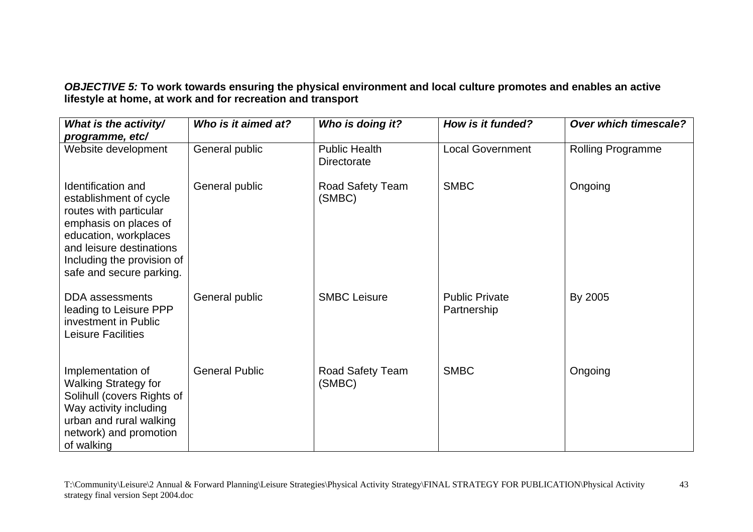***OBJECTIVE 5:*** **To work towards ensuring the physical environment and local culture promotes and enables an active lifestyle at home, at work and for recreation and transport**

| ***What is the activity/ programme, etc/*** | ***Who is it aimed at?*** | ***Who is doing it?*** | ***How is it funded?*** | ***Over which timescale?*** |
|---|---|---|---|---|
| Website development | General public | Public Health Directorate | Local Government | Rolling Programme |
| Identification and establishment of cycle routes with particular emphasis on places of education, workplaces and leisure destinations Including the provision of safe and secure parking. | General public | Road Safety Team (SMBC) | SMBC | Ongoing |
| DDA assessments leading to Leisure PPP investment in Public Leisure Facilities | General public | SMBC Leisure | Public Private Partnership | By 2005 |
| Implementation of Walking Strategy for Solihull (covers Rights of Way activity including urban and rural walking network) and promotion of walking | General Public | Road Safety Team (SMBC) | SMBC | Ongoing |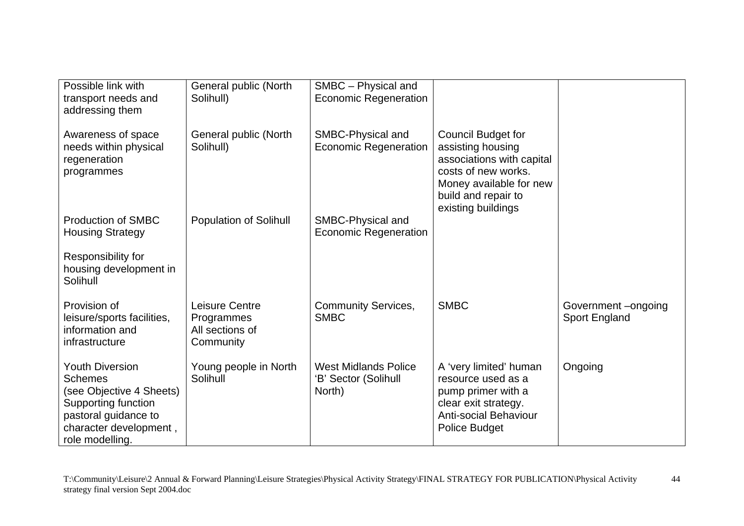| | | | | |
|---|---|---|---|---|
| Possible link with transport needs and addressing them | General public (North Solihull) | SMBC – Physical and Economic Regeneration | | |
| Awareness of space needs within physical regeneration programmes | General public (North Solihull) | SMBC-Physical and Economic Regeneration | Council Budget for assisting housing associations with capital costs of new works. Money available for new build and repair to existing buildings | |
| Production of SMBC Housing Strategy<br><br>Responsibility for housing development in Solihull | Population of Solihull | SMBC-Physical and Economic Regeneration | | |
| Provision of leisure/sports facilities, information and infrastructure | Leisure Centre Programmes<br>All sections of Community | Community Services, SMBC | SMBC | Government –ongoing<br>Sport England |
| Youth Diversion Schemes<br>(see Objective 4 Sheets)<br>Supporting function pastoral guidance to character development , role modelling. | Young people in North Solihull | West Midlands Police 'B' Sector (Solihull North) | A 'very limited' human resource used as a pump primer with a clear exit strategy.<br>Anti-social Behaviour Police Budget | Ongoing |

T:\Community\Leisure\2 Annual & Forward Planning\Leisure Strategies\Physical Activity Strategy\FINAL STRATEGY FOR PUBLICATION\Physical Activity strategy final version Sept 2004.doc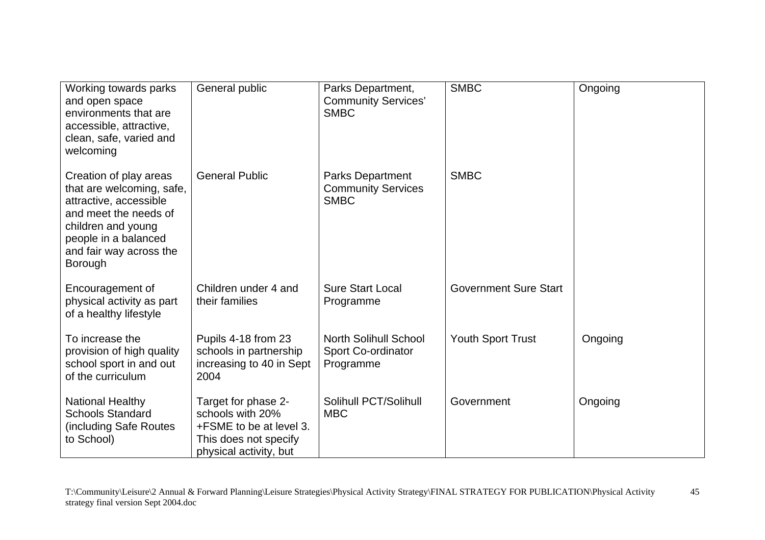| | | | | |
|---|---|---|---|---|
| Working towards parks and open space environments that are accessible, attractive, clean, safe, varied and welcoming | General public | Parks Department, Community Services' SMBC | SMBC | Ongoing |
| Creation of play areas that are welcoming, safe, attractive, accessible and meet the needs of children and young people in a balanced and fair way across the Borough | General Public | Parks Department Community Services SMBC | SMBC | |
| Encouragement of physical activity as part of a healthy lifestyle | Children under 4 and their families | Sure Start Local Programme | Government Sure Start | |
| To increase the provision of high quality school sport in and out of the curriculum | Pupils 4-18 from 23 schools in partnership increasing to 40 in Sept 2004 | North Solihull School Sport Co-ordinator Programme | Youth Sport Trust | Ongoing |
| National Healthy Schools Standard (including Safe Routes to School) | Target for phase 2- schools with 20% +FSME to be at level 3. This does not specify physical activity, but | Solihull PCT/Solihull MBC | Government | Ongoing |

T:\Community\Leisure\2 Annual & Forward Planning\Leisure Strategies\Physical Activity Strategy\FINAL STRATEGY FOR PUBLICATION\Physical Activity strategy final version Sept 2004.doc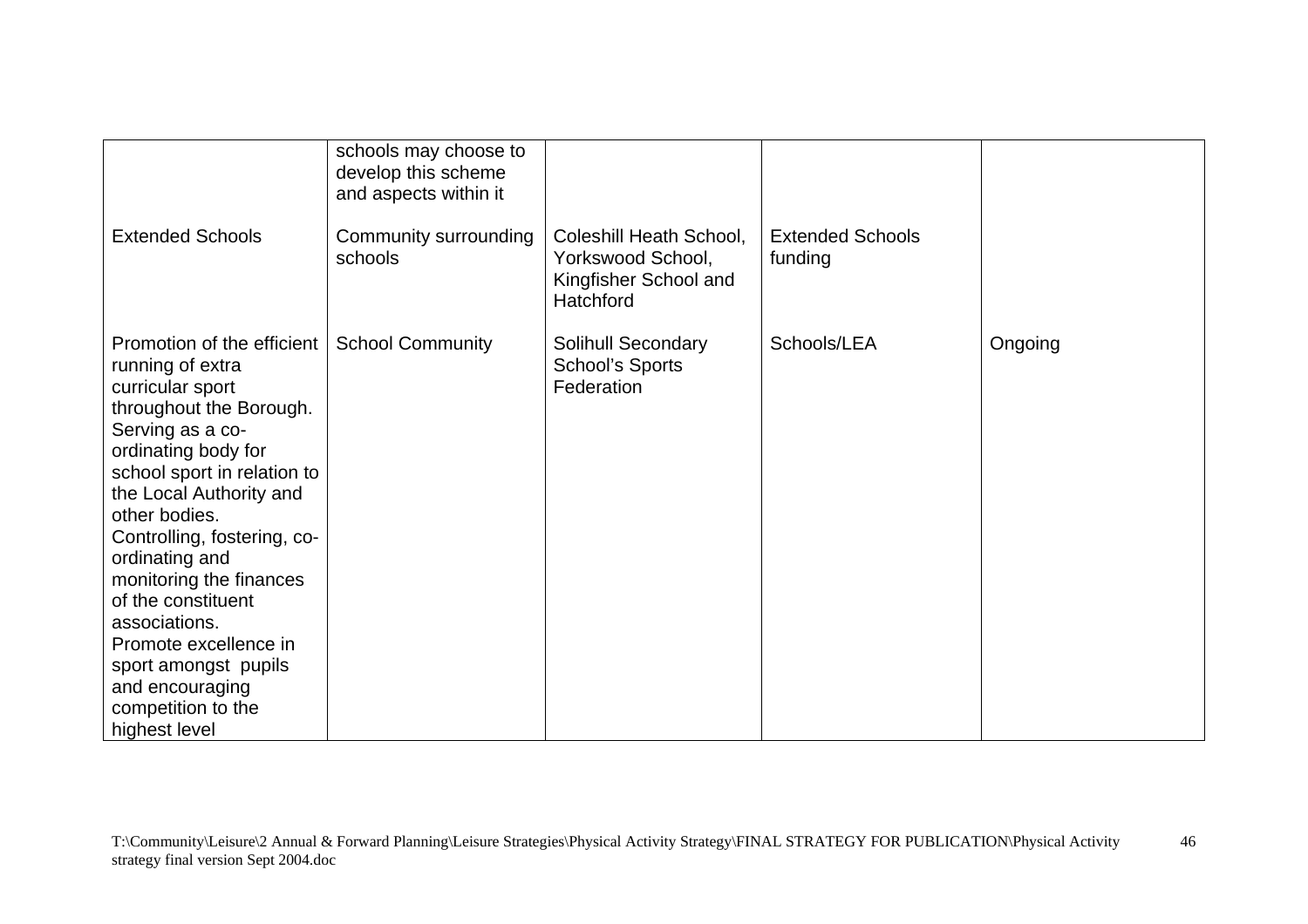| | | | | |
|---|---|---|---|---|
| | schools may choose to develop this scheme and aspects within it | | | |
| Extended Schools | Community surrounding schools | Coleshill Heath School, Yorkswood School, Kingfisher School and Hatchford | Extended Schools funding | |
| Promotion of the efficient running of extra curricular sport throughout the Borough. Serving as a co-ordinating body for school sport in relation to the Local Authority and other bodies. Controlling, fostering, co-ordinating and monitoring the finances of the constituent associations. Promote excellence in sport amongst pupils and encouraging competition to the highest level | School Community | Solihull Secondary School's Sports Federation | Schools/LEA | Ongoing |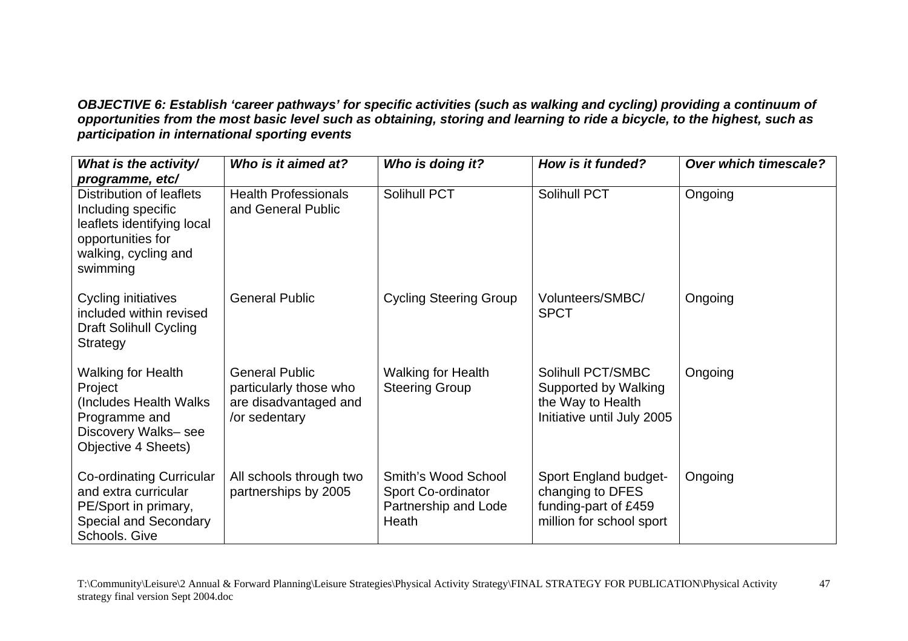***OBJECTIVE 6: Establish 'career pathways' for specific activities (such as walking and cycling) providing a continuum of opportunities from the most basic level such as obtaining, storing and learning to ride a bicycle, to the highest, such as participation in international sporting events***

| *What is the activity/ programme, etc/* | *Who is it aimed at?* | *Who is doing it?* | *How is it funded?* | *Over which timescale?* |
|---|---|---|---|---|
| Distribution of leaflets Including specific leaflets identifying local opportunities for walking, cycling and swimming | Health Professionals and General Public | Solihull PCT | Solihull PCT | Ongoing |
| Cycling initiatives included within revised Draft Solihull Cycling Strategy | General Public | Cycling Steering Group | Volunteers/SMBC/ SPCT | Ongoing |
| Walking for Health Project (Includes Health Walks Programme and Discovery Walks– see Objective 4 Sheets) | General Public particularly those who are disadvantaged and /or sedentary | Walking for Health Steering Group | Solihull PCT/SMBC Supported by Walking the Way to Health Initiative until July 2005 | Ongoing |
| Co-ordinating Curricular and extra curricular PE/Sport in primary, Special and Secondary Schools. Give | All schools through two partnerships by 2005 | Smith's Wood School Sport Co-ordinator Partnership and Lode Heath | Sport England budget- changing to DFES funding-part of £459 million for school sport | Ongoing |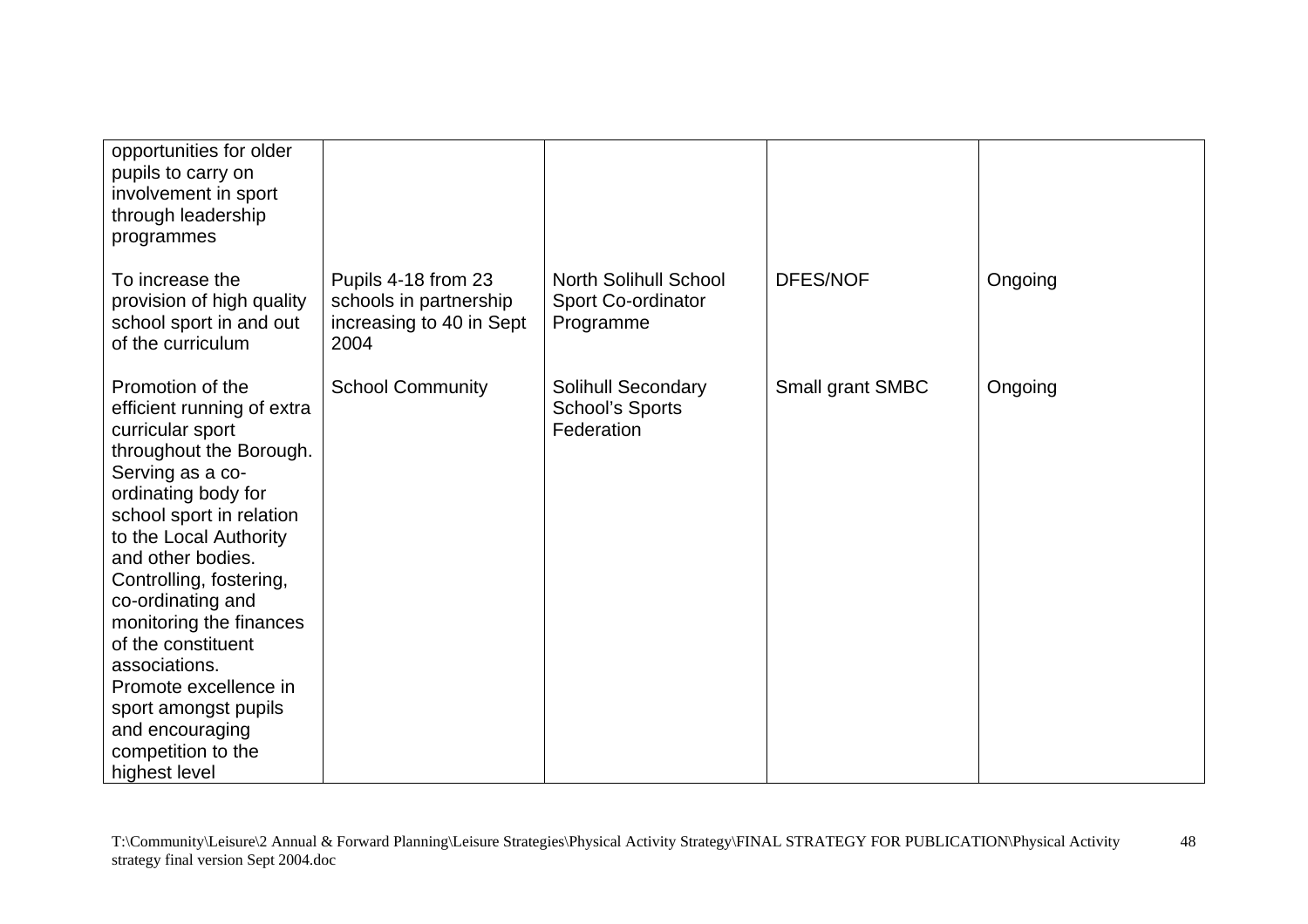| | | | | |
|---|---|---|---|---|
| opportunities for older pupils to carry on involvement in sport through leadership programmes | | | | |
| To increase the provision of high quality school sport in and out of the curriculum | Pupils 4-18 from 23 schools in partnership increasing to 40 in Sept 2004 | North Solihull School Sport Co-ordinator Programme | DFES/NOF | Ongoing |
| Promotion of the efficient running of extra curricular sport throughout the Borough. Serving as a co-ordinating body for school sport in relation to the Local Authority and other bodies. Controlling, fostering, co-ordinating and monitoring the finances of the constituent associations. Promote excellence in sport amongst pupils and encouraging competition to the highest level | School Community | Solihull Secondary School's Sports Federation | Small grant SMBC | Ongoing |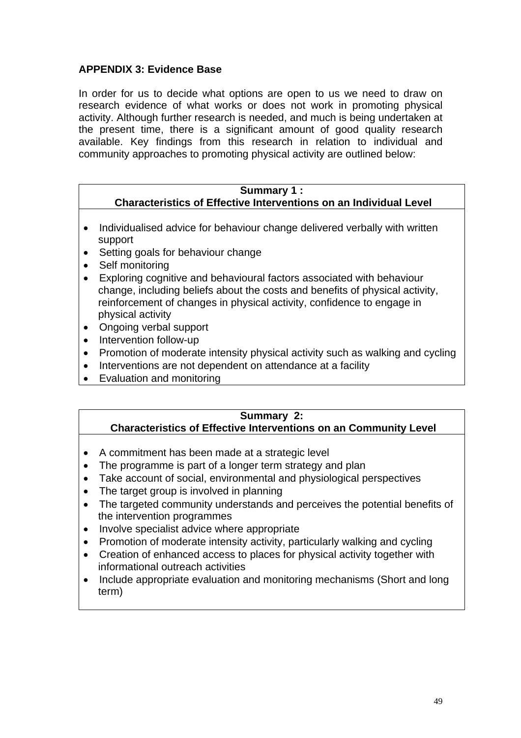## APPENDIX 3: Evidence Base

In order for us to decide what options are open to us we need to draw on research evidence of what works or does not work in promoting physical activity. Although further research is needed, and much is being undertaken at the present time, there is a significant amount of good quality research available. Key findings from this research in relation to individual and community approaches to promoting physical activity are outlined below:

**Summary 1 :**
**Characteristics of Effective Interventions on an Individual Level**

- Individualised advice for behaviour change delivered verbally with written support
- Setting goals for behaviour change
- Self monitoring
- Exploring cognitive and behavioural factors associated with behaviour change, including beliefs about the costs and benefits of physical activity, reinforcement of changes in physical activity, confidence to engage in physical activity
- Ongoing verbal support
- Intervention follow-up
- Promotion of moderate intensity physical activity such as walking and cycling
- Interventions are not dependent on attendance at a facility
- Evaluation and monitoring

**Summary 2:**
**Characteristics of Effective Interventions on an Community Level**

- A commitment has been made at a strategic level
- The programme is part of a longer term strategy and plan
- Take account of social, environmental and physiological perspectives
- The target group is involved in planning
- The targeted community understands and perceives the potential benefits of the intervention programmes
- Involve specialist advice where appropriate
- Promotion of moderate intensity activity, particularly walking and cycling
- Creation of enhanced access to places for physical activity together with informational outreach activities
- Include appropriate evaluation and monitoring mechanisms (Short and long term)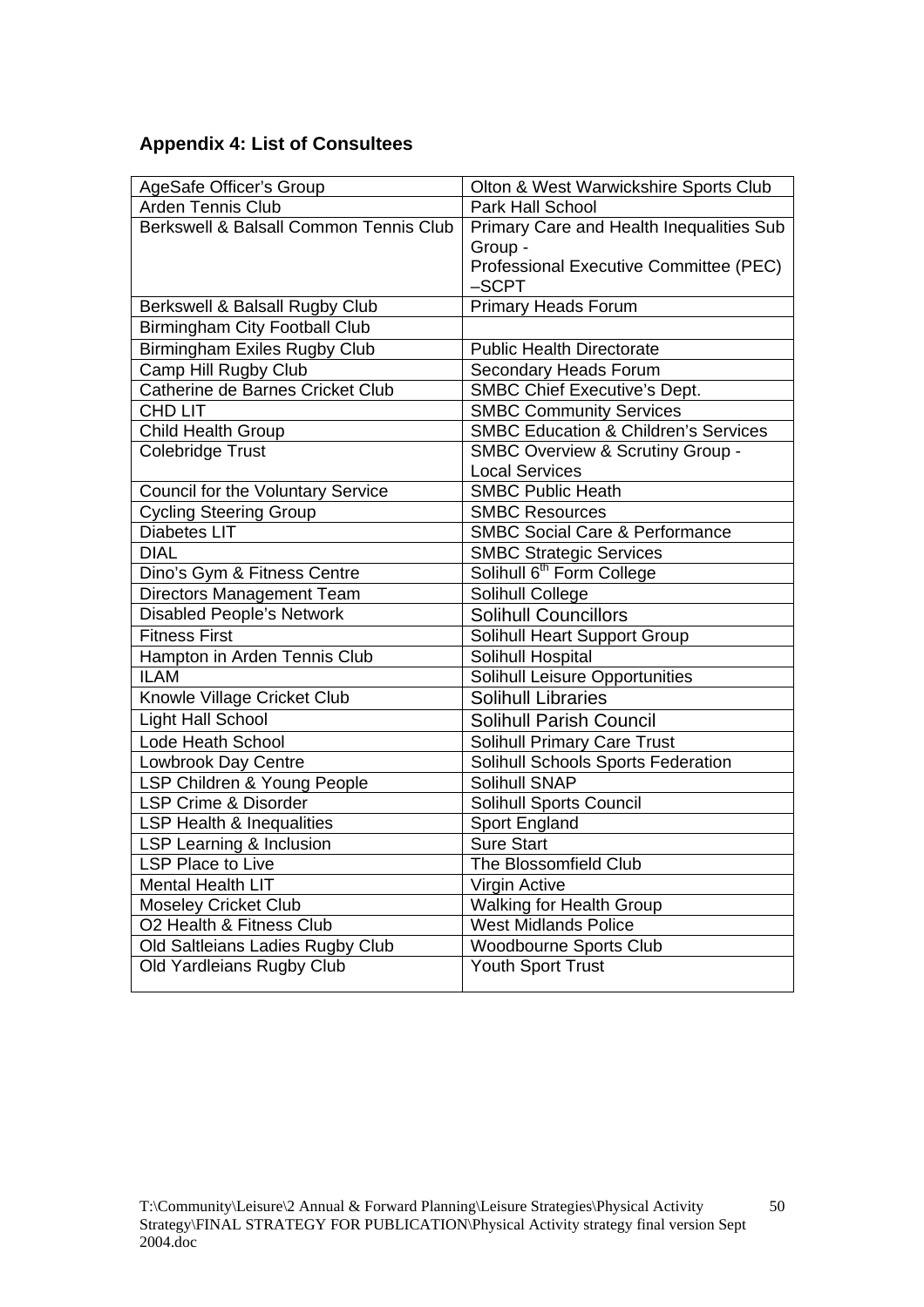## Appendix 4: List of Consultees

| | |
|---|---|
| AgeSafe Officer's Group | Olton & West Warwickshire Sports Club |
| Arden Tennis Club | Park Hall School |
| Berkswell & Balsall Common Tennis Club | Primary Care and Health Inequalities Sub Group - Professional Executive Committee (PEC) –SCPT |
| Berkswell & Balsall Rugby Club | Primary Heads Forum |
| Birmingham City Football Club | |
| Birmingham Exiles Rugby Club | Public Health Directorate |
| Camp Hill Rugby Club | Secondary Heads Forum |
| Catherine de Barnes Cricket Club | SMBC Chief Executive's Dept. |
| CHD LIT | SMBC Community Services |
| Child Health Group | SMBC Education & Children's Services |
| Colebridge Trust | SMBC Overview & Scrutiny Group - Local Services |
| Council for the Voluntary Service | SMBC Public Heath |
| Cycling Steering Group | SMBC Resources |
| Diabetes LIT | SMBC Social Care & Performance |
| DIAL | SMBC Strategic Services |
| Dino's Gym & Fitness Centre | Solihull 6th Form College |
| Directors Management Team | Solihull College |
| Disabled People's Network | Solihull Councillors |
| Fitness First | Solihull Heart Support Group |
| Hampton in Arden Tennis Club | Solihull Hospital |
| ILAM | Solihull Leisure Opportunities |
| Knowle Village Cricket Club | Solihull Libraries |
| Light Hall School | Solihull Parish Council |
| Lode Heath School | Solihull Primary Care Trust |
| Lowbrook Day Centre | Solihull Schools Sports Federation |
| LSP Children & Young People | Solihull SNAP |
| LSP Crime & Disorder | Solihull Sports Council |
| LSP Health & Inequalities | Sport England |
| LSP Learning & Inclusion | Sure Start |
| LSP Place to Live | The Blossomfield Club |
| Mental Health LIT | Virgin Active |
| Moseley Cricket Club | Walking for Health Group |
| O2 Health & Fitness Club | West Midlands Police |
| Old Saltleians Ladies Rugby Club | Woodbourne Sports Club |
| Old Yardleians Rugby Club | Youth Sport Trust |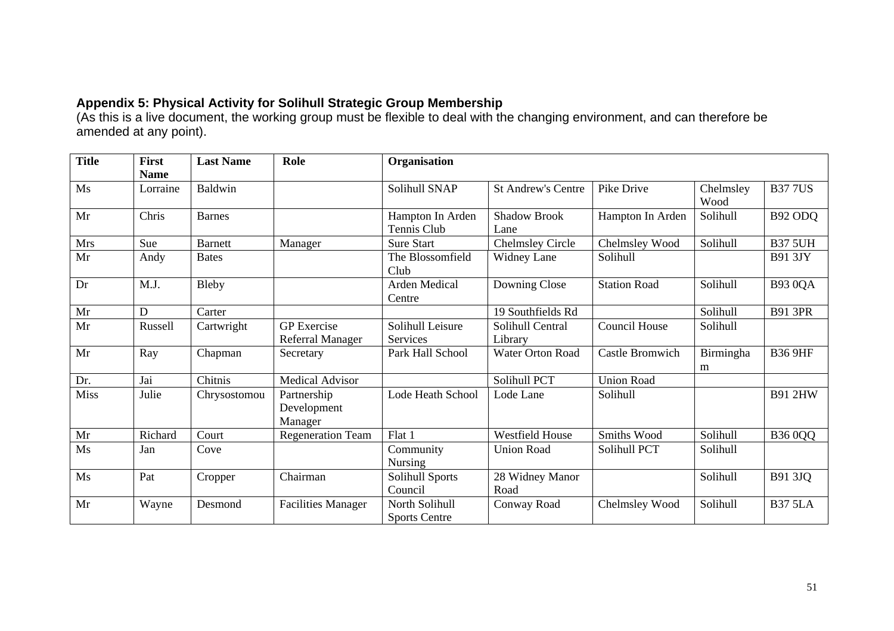**Appendix 5: Physical Activity for Solihull Strategic Group Membership**

(As this is a live document, the working group must be flexible to deal with the changing environment, and can therefore be amended at any point).

| Title | First Name | Last Name | Role | Organisation | | | | |
|---|---|---|---|---|---|---|---|---|
| Ms | Lorraine | Baldwin | | Solihull SNAP | St Andrew's Centre | Pike Drive | Chelmsley Wood | B37 7US |
| Mr | Chris | Barnes | | Hampton In Arden Tennis Club | Shadow Brook Lane | Hampton In Arden | Solihull | B92 ODQ |
| Mrs | Sue | Barnett | Manager | Sure Start | Chelmsley Circle | Chelmsley Wood | Solihull | B37 5UH |
| Mr | Andy | Bates | | The Blossomfield Club | Widney Lane | Solihull | | B91 3JY |
| Dr | M.J. | Bleby | | Arden Medical Centre | Downing Close | Station Road | Solihull | B93 0QA |
| Mr | D | Carter | | | 19 Southfields Rd | | Solihull | B91 3PR |
| Mr | Russell | Cartwright | GP Exercise Referral Manager | Solihull Leisure Services | Solihull Central Library | Council House | Solihull | |
| Mr | Ray | Chapman | Secretary | Park Hall School | Water Orton Road | Castle Bromwich | Birmingham | B36 9HF |
| Dr. | Jai | Chitnis | Medical Advisor | | Solihull PCT | Union Road | | |
| Miss | Julie | Chrysostomou | Partnership Development Manager | Lode Heath School | Lode Lane | Solihull | | B91 2HW |
| Mr | Richard | Court | Regeneration Team | Flat 1 | Westfield House | Smiths Wood | Solihull | B36 0QQ |
| Ms | Jan | Cove | | Community Nursing | Union Road | Solihull PCT | Solihull | |
| Ms | Pat | Cropper | Chairman | Solihull Sports Council | 28 Widney Manor Road | | Solihull | B91 3JQ |
| Mr | Wayne | Desmond | Facilities Manager | North Solihull Sports Centre | Conway Road | Chelmsley Wood | Solihull | B37 5LA |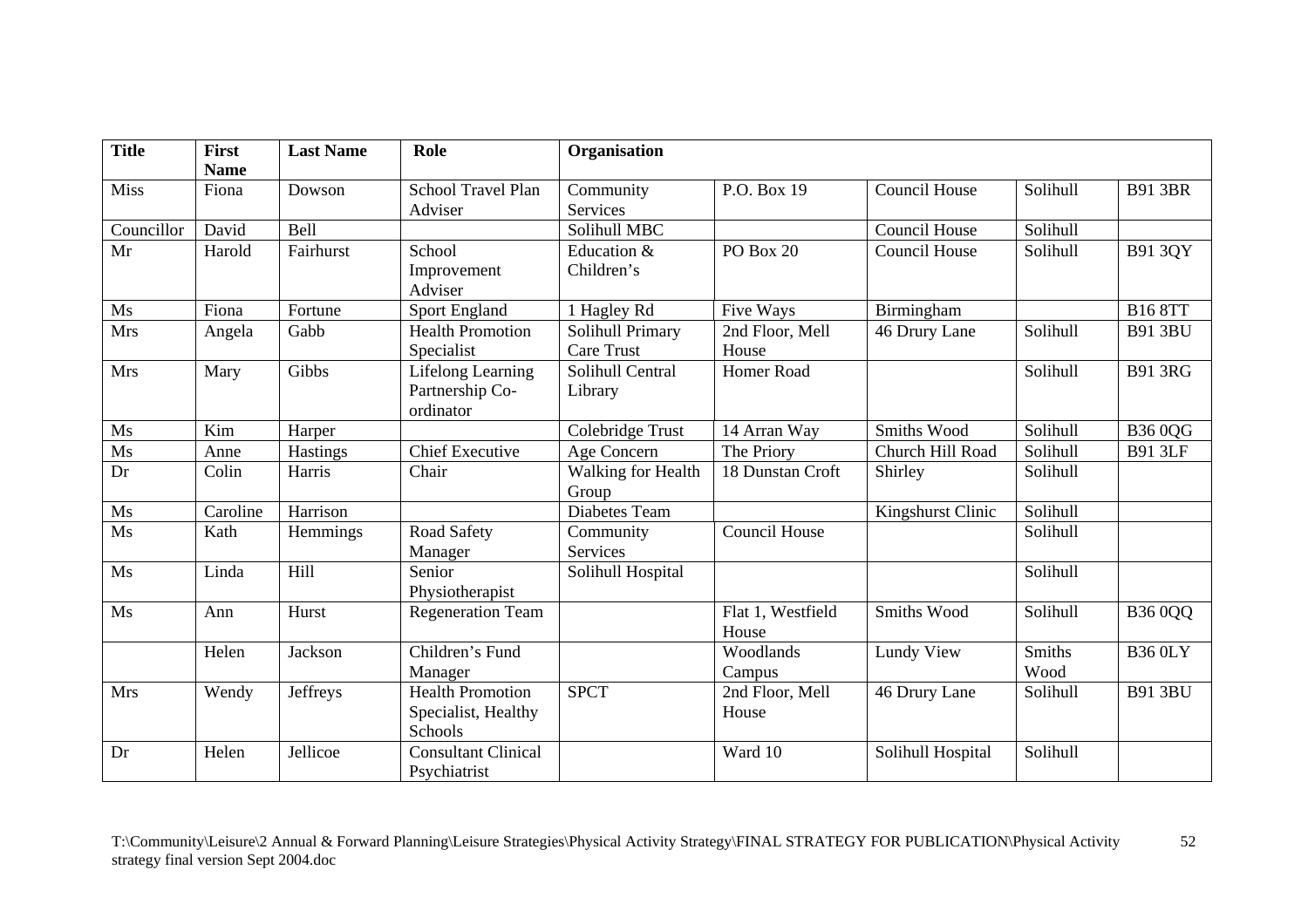| Title | First Name | Last Name | Role | Organisation | | | | |
|---|---|---|---|---|---|---|---|---|
| Miss | Fiona | Dowson | School Travel Plan Adviser | Community Services | P.O. Box 19 | Council House | Solihull | B91 3BR |
| Councillor | David | Bell | | Solihull MBC | | Council House | Solihull | |
| Mr | Harold | Fairhurst | School Improvement Adviser | Education & Children's | PO Box 20 | Council House | Solihull | B91 3QY |
| Ms | Fiona | Fortune | Sport England | 1 Hagley Rd | Five Ways | Birmingham | | B16 8TT |
| Mrs | Angela | Gabb | Health Promotion Specialist | Solihull Primary Care Trust | 2nd Floor, Mell House | 46 Drury Lane | Solihull | B91 3BU |
| Mrs | Mary | Gibbs | Lifelong Learning Partnership Co-ordinator | Solihull Central Library | Homer Road | | Solihull | B91 3RG |
| Ms | Kim | Harper | | Colebridge Trust | 14 Arran Way | Smiths Wood | Solihull | B36 0QG |
| Ms | Anne | Hastings | Chief Executive | Age Concern | The Priory | Church Hill Road | Solihull | B91 3LF |
| Dr | Colin | Harris | Chair | Walking for Health Group | 18 Dunstan Croft | Shirley | Solihull | |
| Ms | Caroline | Harrison | | Diabetes Team | | Kingshurst Clinic | Solihull | |
| Ms | Kath | Hemmings | Road Safety Manager | Community Services | Council House | | Solihull | |
| Ms | Linda | Hill | Senior Physiotherapist | Solihull Hospital | | | Solihull | |
| Ms | Ann | Hurst | Regeneration Team | | Flat 1, Westfield House | Smiths Wood | Solihull | B36 0QQ |
| | Helen | Jackson | Children's Fund Manager | | Woodlands Campus | Lundy View | Smiths Wood | B36 0LY |
| Mrs | Wendy | Jeffreys | Health Promotion Specialist, Healthy Schools | SPCT | 2nd Floor, Mell House | 46 Drury Lane | Solihull | B91 3BU |
| Dr | Helen | Jellicoe | Consultant Clinical Psychiatrist | | Ward 10 | Solihull Hospital | Solihull | |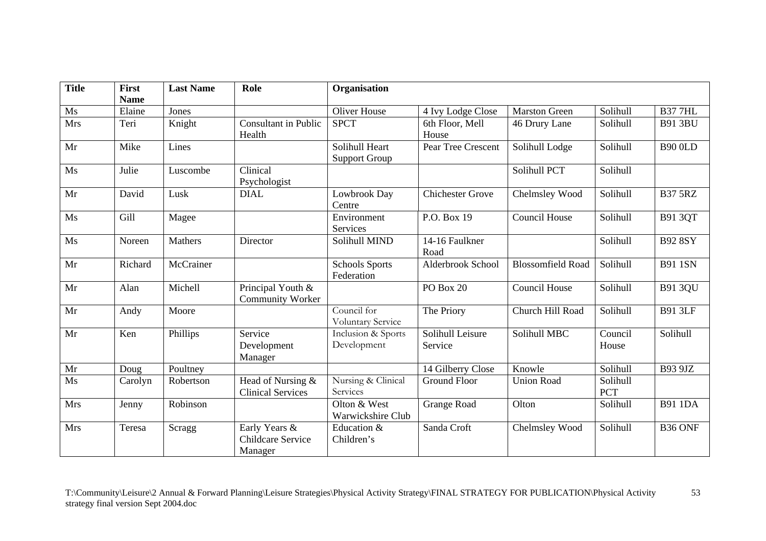| Title | First Name | Last Name | Role | Organisation | | | | |
|---|---|---|---|---|---|---|---|---|
| Ms | Elaine | Jones | | Oliver House | 4 Ivy Lodge Close | Marston Green | Solihull | B37 7HL |
| Mrs | Teri | Knight | Consultant in Public Health | SPCT | 6th Floor, Mell House | 46 Drury Lane | Solihull | B91 3BU |
| Mr | Mike | Lines | | Solihull Heart Support Group | Pear Tree Crescent | Solihull Lodge | Solihull | B90 0LD |
| Ms | Julie | Luscombe | Clinical Psychologist | | | Solihull PCT | Solihull | |
| Mr | David | Lusk | DIAL | Lowbrook Day Centre | Chichester Grove | Chelmsley Wood | Solihull | B37 5RZ |
| Ms | Gill | Magee | | Environment Services | P.O. Box 19 | Council House | Solihull | B91 3QT |
| Ms | Noreen | Mathers | Director | Solihull MIND | 14-16 Faulkner Road | | Solihull | B92 8SY |
| Mr | Richard | McCrainer | | Schools Sports Federation | Alderbrook School | Blossomfield Road | Solihull | B91 1SN |
| Mr | Alan | Michell | Principal Youth & Community Worker | | PO Box 20 | Council House | Solihull | B91 3QU |
| Mr | Andy | Moore | | Council for Voluntary Service | The Priory | Church Hill Road | Solihull | B91 3LF |
| Mr | Ken | Phillips | Service Development Manager | Inclusion & Sports Development | Solihull Leisure Service | Solihull MBC | Council House | Solihull |
| Mr | Doug | Poultney | | | 14 Gilberry Close | Knowle | Solihull | B93 9JZ |
| Ms | Carolyn | Robertson | Head of Nursing & Clinical Services | Nursing & Clinical Services | Ground Floor | Union Road | Solihull PCT | |
| Mrs | Jenny | Robinson | | Olton & West Warwickshire Club | Grange Road | Olton | Solihull | B91 1DA |
| Mrs | Teresa | Scragg | Early Years & Childcare Service Manager | Education & Children's | Sanda Croft | Chelmsley Wood | Solihull | B36 ONF |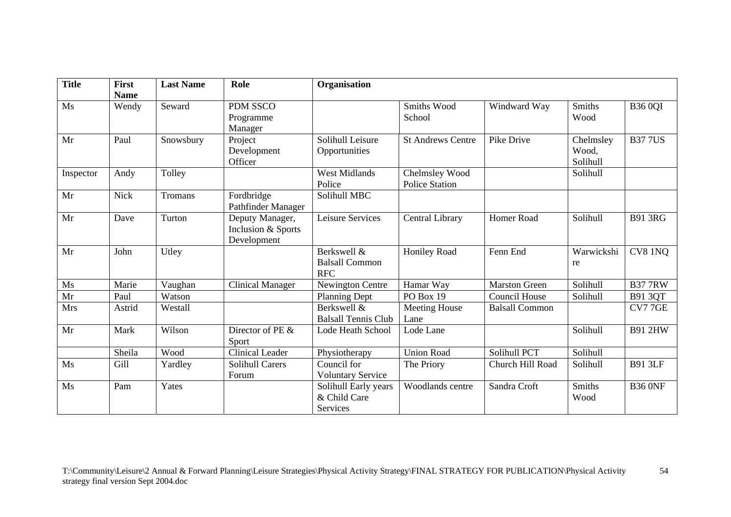| Title | First Name | Last Name | Role | Organisation | | | | |
|---|---|---|---|---|---|---|---|---|
| Ms | Wendy | Seward | PDM SSCO Programme Manager | | Smiths Wood School | Windward Way | Smiths Wood | B36 0QI |
| Mr | Paul | Snowsbury | Project Development Officer | Solihull Leisure Opportunities | St Andrews Centre | Pike Drive | Chelmsley Wood, Solihull | B37 7US |
| Inspector | Andy | Tolley | | West Midlands Police | Chelmsley Wood Police Station | | Solihull | |
| Mr | Nick | Tromans | Fordbridge Pathfinder Manager | Solihull MBC | | | | |
| Mr | Dave | Turton | Deputy Manager, Inclusion & Sports Development | Leisure Services | Central Library | Homer Road | Solihull | B91 3RG |
| Mr | John | Utley | | Berkswell & Balsall Common RFC | Honiley Road | Fenn End | Warwickshire | CV8 1NQ |
| Ms | Marie | Vaughan | Clinical Manager | Newington Centre | Hamar Way | Marston Green | Solihull | B37 7RW |
| Mr | Paul | Watson | | Planning Dept | PO Box 19 | Council House | Solihull | B91 3QT |
| Mrs | Astrid | Westall | | Berkswell & Balsall Tennis Club | Meeting House Lane | Balsall Common | | CV7 7GE |
| Mr | Mark | Wilson | Director of PE & Sport | Lode Heath School | Lode Lane | | Solihull | B91 2HW |
| | Sheila | Wood | Clinical Leader | Physiotherapy | Union Road | Solihull PCT | Solihull | |
| Ms | Gill | Yardley | Solihull Carers Forum | Council for Voluntary Service | The Priory | Church Hill Road | Solihull | B91 3LF |
| Ms | Pam | Yates | | Solihull Early years & Child Care Services | Woodlands centre | Sandra Croft | Smiths Wood | B36 0NF |